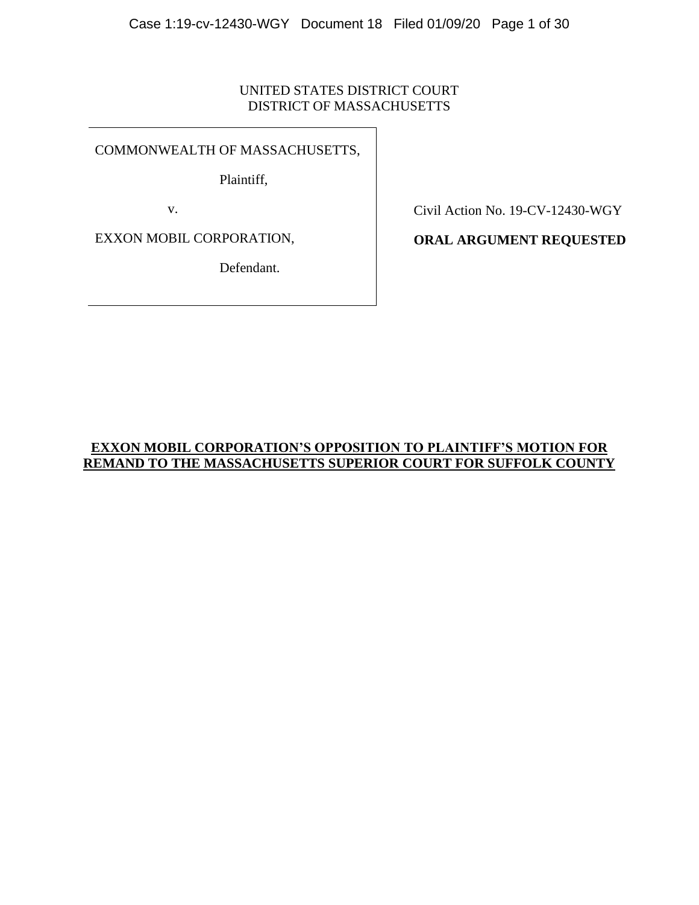UNITED STATES DISTRICT COURT
DISTRICT OF MASSACHUSETTS

COMMONWEALTH OF MASSACHUSETTS,

Plaintiff,

v.

EXXON MOBIL CORPORATION,

Defendant.

Civil Action No. 19-CV-12430-WGY

**ORAL ARGUMENT REQUESTED**

**EXXON MOBIL CORPORATION'S OPPOSITION TO PLAINTIFF'S MOTION FOR REMAND TO THE MASSACHUSETTS SUPERIOR COURT FOR SUFFOLK COUNTY**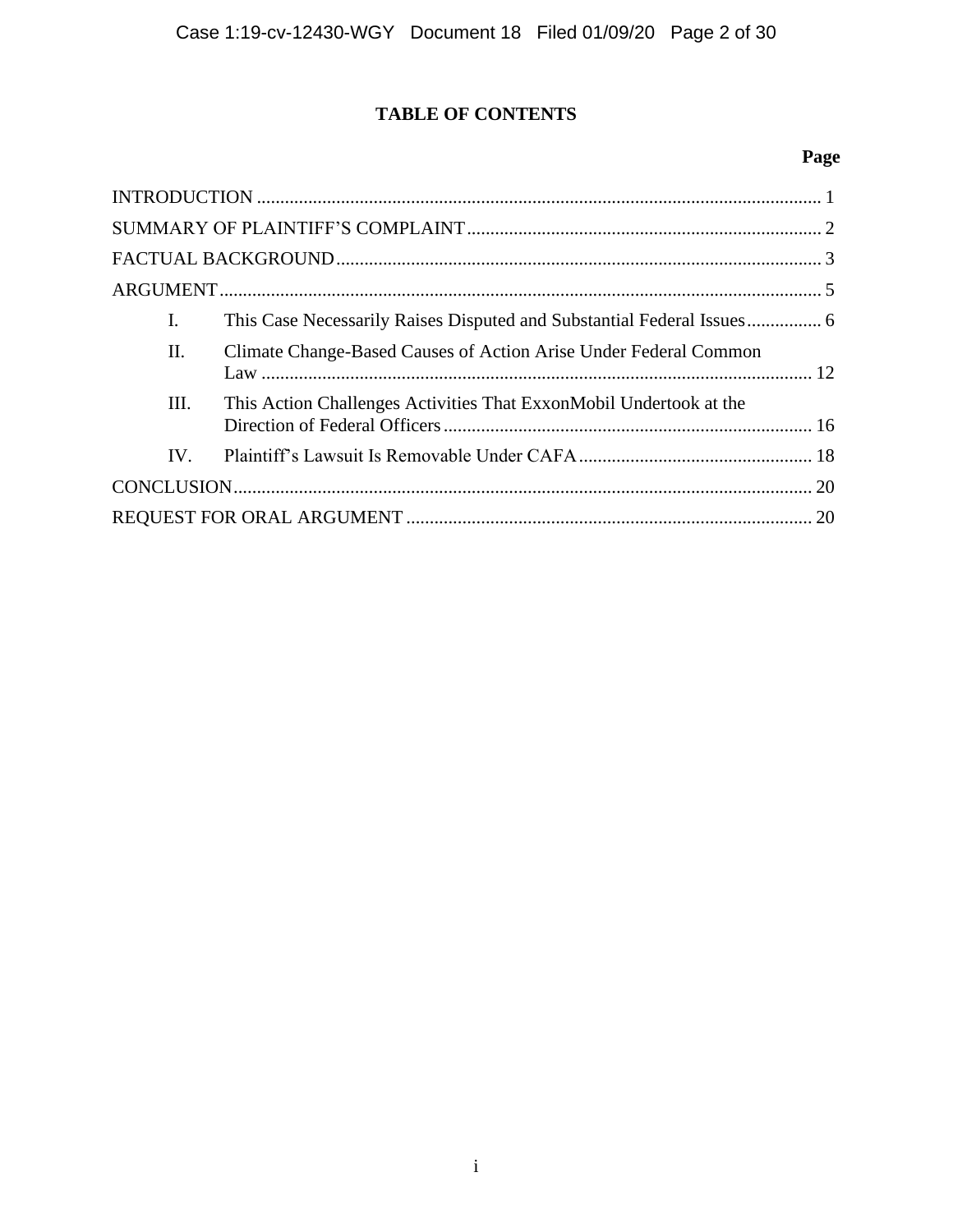# TABLE OF CONTENTS

| | Page |
|---|---|
| INTRODUCTION | 1 |
| SUMMARY OF PLAINTIFF'S COMPLAINT | 2 |
| FACTUAL BACKGROUND | 3 |
| ARGUMENT | 5 |
| I. This Case Necessarily Raises Disputed and Substantial Federal Issues | 6 |
| II. Climate Change-Based Causes of Action Arise Under Federal Common Law | 12 |
| III. This Action Challenges Activities That ExxonMobil Undertook at the Direction of Federal Officers | 16 |
| IV. Plaintiff's Lawsuit Is Removable Under CAFA | 18 |
| CONCLUSION | 20 |
| REQUEST FOR ORAL ARGUMENT | 20 |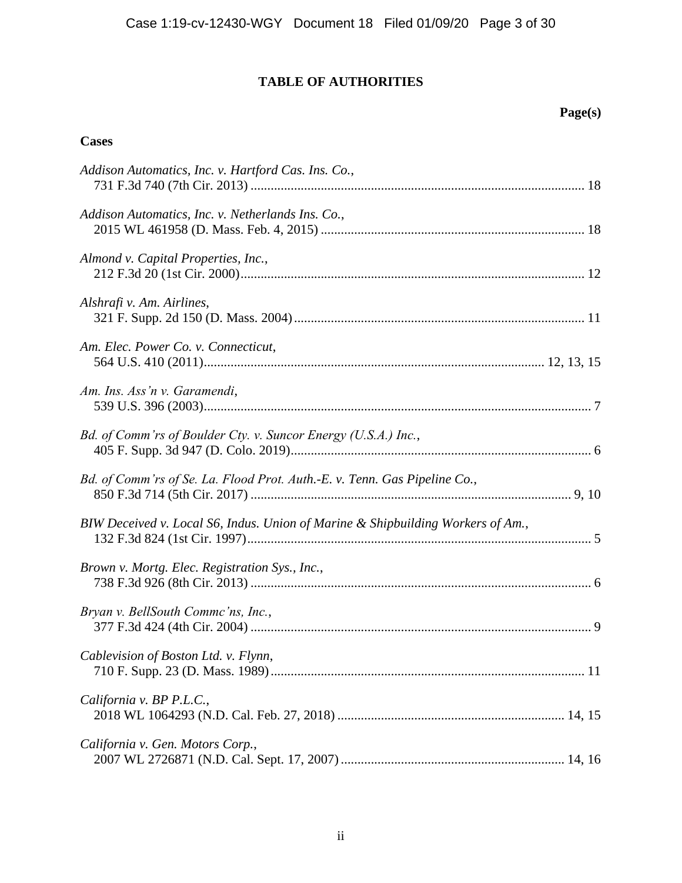**TABLE OF AUTHORITIES**

**Page(s)**

**Cases**

*Addison Automatics, Inc. v. Hartford Cas. Ins. Co.*,
731 F.3d 740 (7th Cir. 2013) .................................................................................................. 18

*Addison Automatics, Inc. v. Netherlands Ins. Co.*,
2015 WL 461958 (D. Mass. Feb. 4, 2015) ............................................................................. 18

*Almond v. Capital Properties, Inc.*,
212 F.3d 20 (1st Cir. 2000)...................................................................................................... 12

*Alshrafi v. Am. Airlines*,
321 F. Supp. 2d 150 (D. Mass. 2004) ...................................................................................... 11

*Am. Elec. Power Co. v. Connecticut*,
564 U.S. 410 (2011).................................................................................................... 12, 13, 15

*Am. Ins. Ass'n v. Garamendi*,
539 U.S. 396 (2003).................................................................................................................. 7

*Bd. of Comm'rs of Boulder Cty. v. Suncor Energy (U.S.A.) Inc.*,
405 F. Supp. 3d 947 (D. Colo. 2019)......................................................................................... 6

*Bd. of Comm'rs of Se. La. Flood Prot. Auth.-E. v. Tenn. Gas Pipeline Co.*,
850 F.3d 714 (5th Cir. 2017) ................................................................................................ 9, 10

*BIW Deceived v. Local S6, Indus. Union of Marine & Shipbuilding Workers of Am.*,
132 F.3d 824 (1st Cir. 1997)...................................................................................................... 5

*Brown v. Mortg. Elec. Registration Sys., Inc.*,
738 F.3d 926 (8th Cir. 2013) ..................................................................................................... 6

*Bryan v. BellSouth Commc'ns, Inc.*,
377 F.3d 424 (4th Cir. 2004) ..................................................................................................... 9

*Cablevision of Boston Ltd. v. Flynn*,
710 F. Supp. 23 (D. Mass. 1989)............................................................................................. 11

*California v. BP P.L.C.*,
2018 WL 1064293 (N.D. Cal. Feb. 27, 2018) ................................................................... 14, 15

*California v. Gen. Motors Corp.*,
2007 WL 2726871 (N.D. Cal. Sept. 17, 2007) .................................................................. 14, 16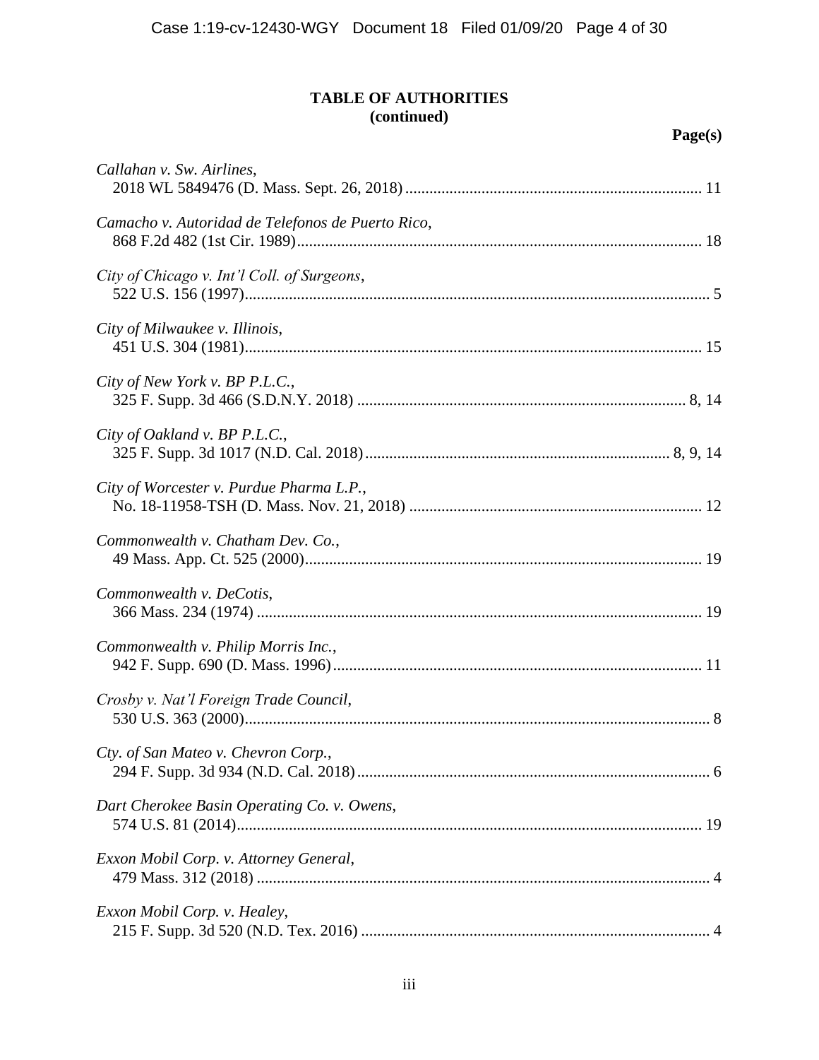**TABLE OF AUTHORITIES**
**(continued)**

**Page(s)**

*Callahan v. Sw. Airlines*,
2018 WL 5849476 (D. Mass. Sept. 26, 2018) ......... 11

*Camacho v. Autoridad de Telefonos de Puerto Rico*,
868 F.2d 482 (1st Cir. 1989) ......... 18

*City of Chicago v. Int'l Coll. of Surgeons*,
522 U.S. 156 (1997) ......... 5

*City of Milwaukee v. Illinois*,
451 U.S. 304 (1981) ......... 15

*City of New York v. BP P.L.C.*,
325 F. Supp. 3d 466 (S.D.N.Y. 2018) ......... 8, 14

*City of Oakland v. BP P.L.C.*,
325 F. Supp. 3d 1017 (N.D. Cal. 2018) ......... 8, 9, 14

*City of Worcester v. Purdue Pharma L.P.*,
No. 18-11958-TSH (D. Mass. Nov. 21, 2018) ......... 12

*Commonwealth v. Chatham Dev. Co.*,
49 Mass. App. Ct. 525 (2000) ......... 19

*Commonwealth v. DeCotis*,
366 Mass. 234 (1974) ......... 19

*Commonwealth v. Philip Morris Inc.*,
942 F. Supp. 690 (D. Mass. 1996) ......... 11

*Crosby v. Nat'l Foreign Trade Council*,
530 U.S. 363 (2000) ......... 8

*Cty. of San Mateo v. Chevron Corp.*,
294 F. Supp. 3d 934 (N.D. Cal. 2018) ......... 6

*Dart Cherokee Basin Operating Co. v. Owens*,
574 U.S. 81 (2014) ......... 19

*Exxon Mobil Corp. v. Attorney General*,
479 Mass. 312 (2018) ......... 4

*Exxon Mobil Corp. v. Healey*,
215 F. Supp. 3d 520 (N.D. Tex. 2016) ......... 4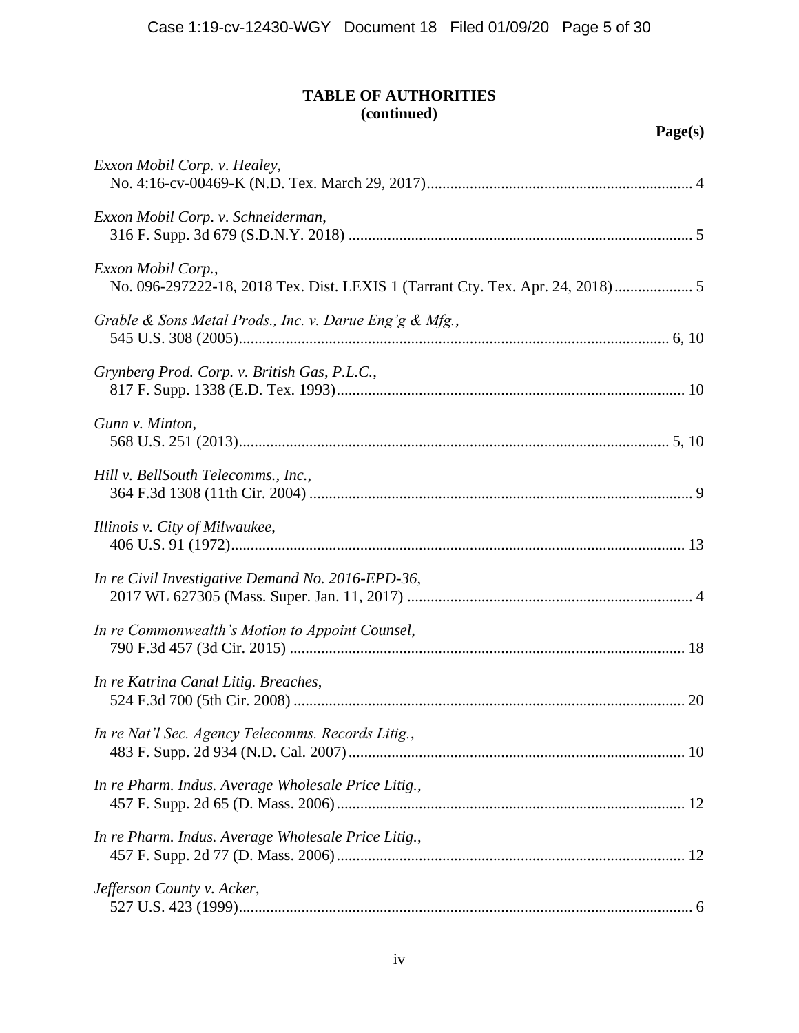**TABLE OF AUTHORITIES**
**(continued)**

**Page(s)**

*Exxon Mobil Corp. v. Healey*,
No. 4:16-cv-00469-K (N.D. Tex. March 29, 2017)....................................................................4

*Exxon Mobil Corp. v. Schneiderman*,
316 F. Supp. 3d 679 (S.D.N.Y. 2018) ........................................................................................5

*Exxon Mobil Corp.*,
No. 096-297222-18, 2018 Tex. Dist. LEXIS 1 (Tarrant Cty. Tex. Apr. 24, 2018)....................5

*Grable & Sons Metal Prods., Inc. v. Darue Eng'g & Mfg.*,
545 U.S. 308 (2005)...........................................................................................................6, 10

*Grynberg Prod. Corp. v. British Gas, P.L.C.*,
817 F. Supp. 1338 (E.D. Tex. 1993)........................................................................................10

*Gunn v. Minton*,
568 U.S. 251 (2013)...........................................................................................................5, 10

*Hill v. BellSouth Telecomms., Inc.*,
364 F.3d 1308 (11th Cir. 2004) .................................................................................................9

*Illinois v. City of Milwaukee*,
406 U.S. 91 (1972)...................................................................................................................13

*In re Civil Investigative Demand No. 2016-EPD-36*,
2017 WL 627305 (Mass. Super. Jan. 11, 2017) ........................................................................4

*In re Commonwealth's Motion to Appoint Counsel*,
790 F.3d 457 (3d Cir. 2015) ....................................................................................................18

*In re Katrina Canal Litig. Breaches*,
524 F.3d 700 (5th Cir. 2008) ....................................................................................................20

*In re Nat'l Sec. Agency Telecomms. Records Litig.*,
483 F. Supp. 2d 934 (N.D. Cal. 2007).....................................................................................10

*In re Pharm. Indus. Average Wholesale Price Litig.*,
457 F. Supp. 2d 65 (D. Mass. 2006)........................................................................................12

*In re Pharm. Indus. Average Wholesale Price Litig.*,
457 F. Supp. 2d 77 (D. Mass. 2006)........................................................................................12

*Jefferson County v. Acker*,
527 U.S. 423 (1999)...................................................................................................................6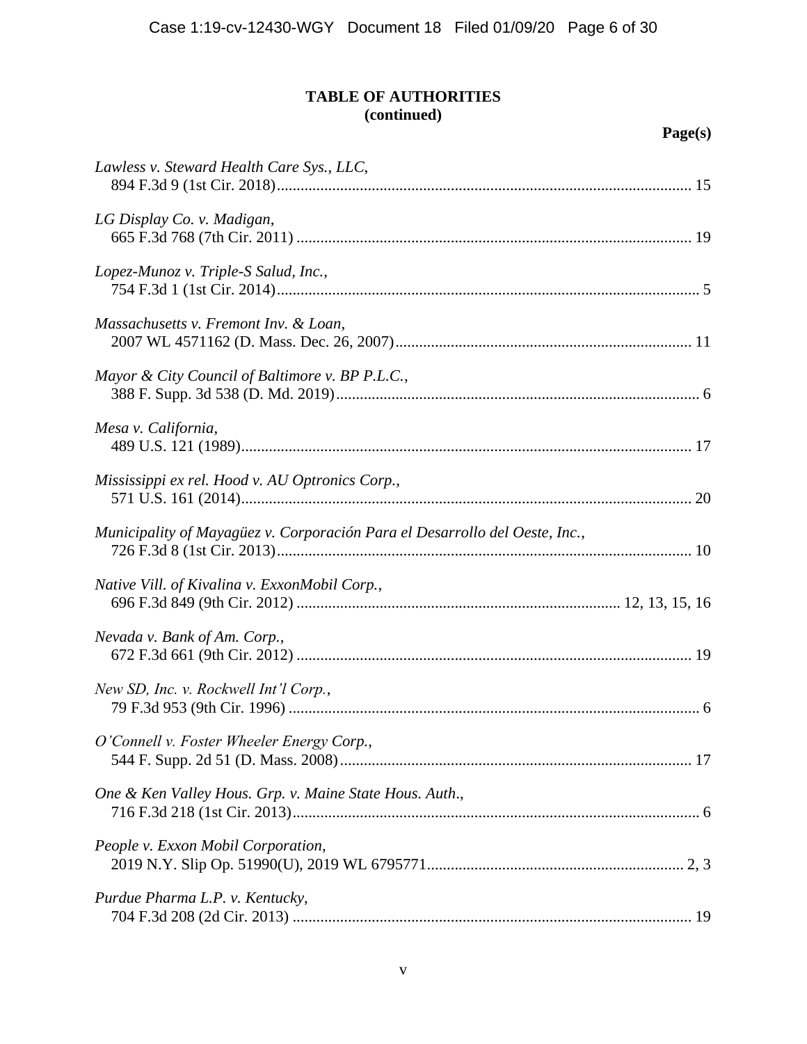**TABLE OF AUTHORITIES**
**(continued)**

**Page(s)**

*Lawless v. Steward Health Care Sys., LLC*,
894 F.3d 9 (1st Cir. 2018)........................................................................................................ 15

*LG Display Co. v. Madigan*,
665 F.3d 768 (7th Cir. 2011) .................................................................................................... 19

*Lopez-Munoz v. Triple-S Salud, Inc.*,
754 F.3d 1 (1st Cir. 2014).......................................................................................................... 5

*Massachusetts v. Fremont Inv. & Loan*,
2007 WL 4571162 (D. Mass. Dec. 26, 2007).......................................................................... 11

*Mayor & City Council of Baltimore v. BP P.L.C.*,
388 F. Supp. 3d 538 (D. Md. 2019)............................................................................................ 6

*Mesa v. California*,
489 U.S. 121 (1989).................................................................................................................. 17

*Mississippi ex rel. Hood v. AU Optronics Corp.*,
571 U.S. 161 (2014).................................................................................................................. 20

*Municipality of Mayagüez v. Corporación Para el Desarrollo del Oeste, Inc.*,
726 F.3d 8 (1st Cir. 2013)......................................................................................................... 10

*Native Vill. of Kivalina v. ExxonMobil Corp.*,
696 F.3d 849 (9th Cir. 2012) ................................................................................ 12, 13, 15, 16

*Nevada v. Bank of Am. Corp.*,
672 F.3d 661 (9th Cir. 2012) .................................................................................................... 19

*New SD, Inc. v. Rockwell Int'l Corp.*,
79 F.3d 953 (9th Cir. 1996) ........................................................................................................ 6

*O'Connell v. Foster Wheeler Energy Corp.*,
544 F. Supp. 2d 51 (D. Mass. 2008)......................................................................................... 17

*One & Ken Valley Hous. Grp. v. Maine State Hous. Auth.*,
716 F.3d 218 (1st Cir. 2013)....................................................................................................... 6

*People v. Exxon Mobil Corporation*,
2019 N.Y. Slip Op. 51990(U), 2019 WL 6795771................................................................ 2, 3

*Purdue Pharma L.P. v. Kentucky*,
704 F.3d 208 (2d Cir. 2013) ..................................................................................................... 19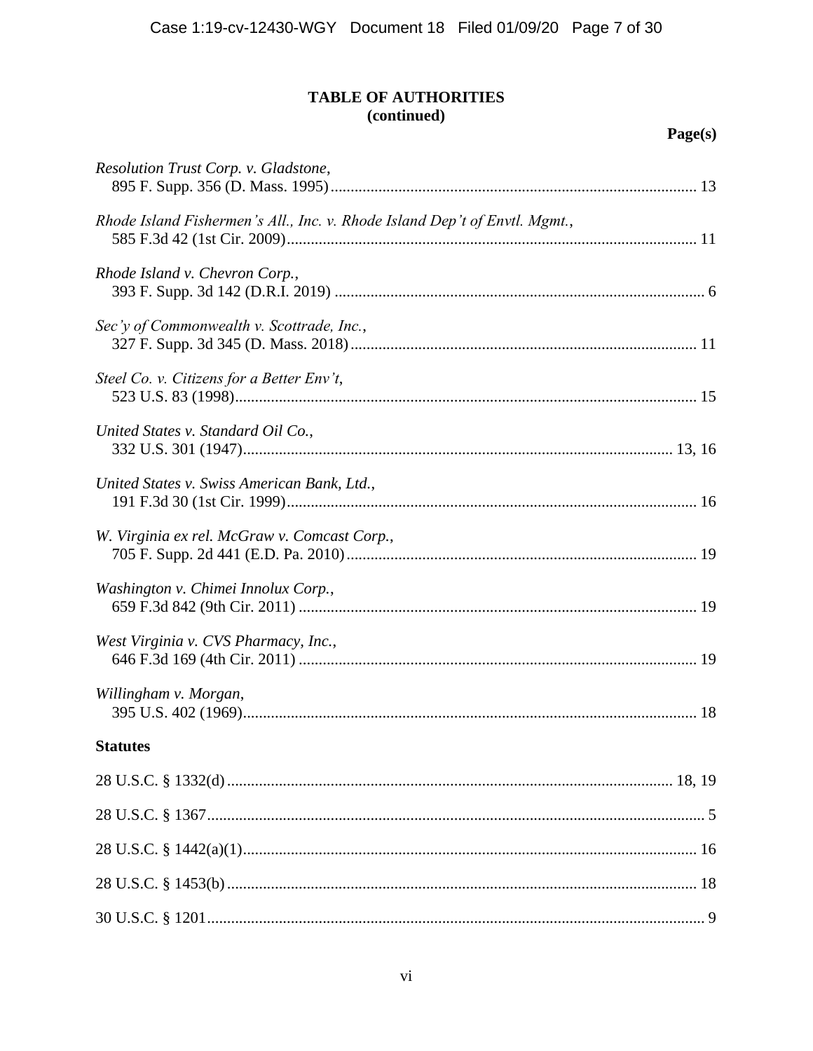**TABLE OF AUTHORITIES**
**(continued)**

**Page(s)**

*Resolution Trust Corp. v. Gladstone*,
895 F. Supp. 356 (D. Mass. 1995)........................................................................................ 13

*Rhode Island Fishermen's All., Inc. v. Rhode Island Dep't of Envtl. Mgmt.*,
585 F.3d 42 (1st Cir. 2009).................................................................................................... 11

*Rhode Island v. Chevron Corp.*,
393 F. Supp. 3d 142 (D.R.I. 2019) .......................................................................................... 6

*Sec'y of Commonwealth v. Scottrade, Inc.*,
327 F. Supp. 3d 345 (D. Mass. 2018).................................................................................... 11

*Steel Co. v. Citizens for a Better Env't*,
523 U.S. 83 (1998)................................................................................................................. 15

*United States v. Standard Oil Co.*,
332 U.S. 301 (1947)........................................................................................................ 13, 16

*United States v. Swiss American Bank, Ltd.*,
191 F.3d 30 (1st Cir. 1999).................................................................................................... 16

*W. Virginia ex rel. McGraw v. Comcast Corp.*,
705 F. Supp. 2d 441 (E.D. Pa. 2010)..................................................................................... 19

*Washington v. Chimei Innolux Corp.*,
659 F.3d 842 (9th Cir. 2011) ................................................................................................. 19

*West Virginia v. CVS Pharmacy, Inc.*,
646 F.3d 169 (4th Cir. 2011) ................................................................................................. 19

*Willingham v. Morgan*,
395 U.S. 402 (1969)............................................................................................................... 18

**Statutes**

28 U.S.C. § 1332(d) ........................................................................................................ 18, 19

28 U.S.C. § 1367...................................................................................................................... 5

28 U.S.C. § 1442(a)(1)........................................................................................................... 16

28 U.S.C. § 1453(b) ............................................................................................................... 18

30 U.S.C. § 1201...................................................................................................................... 9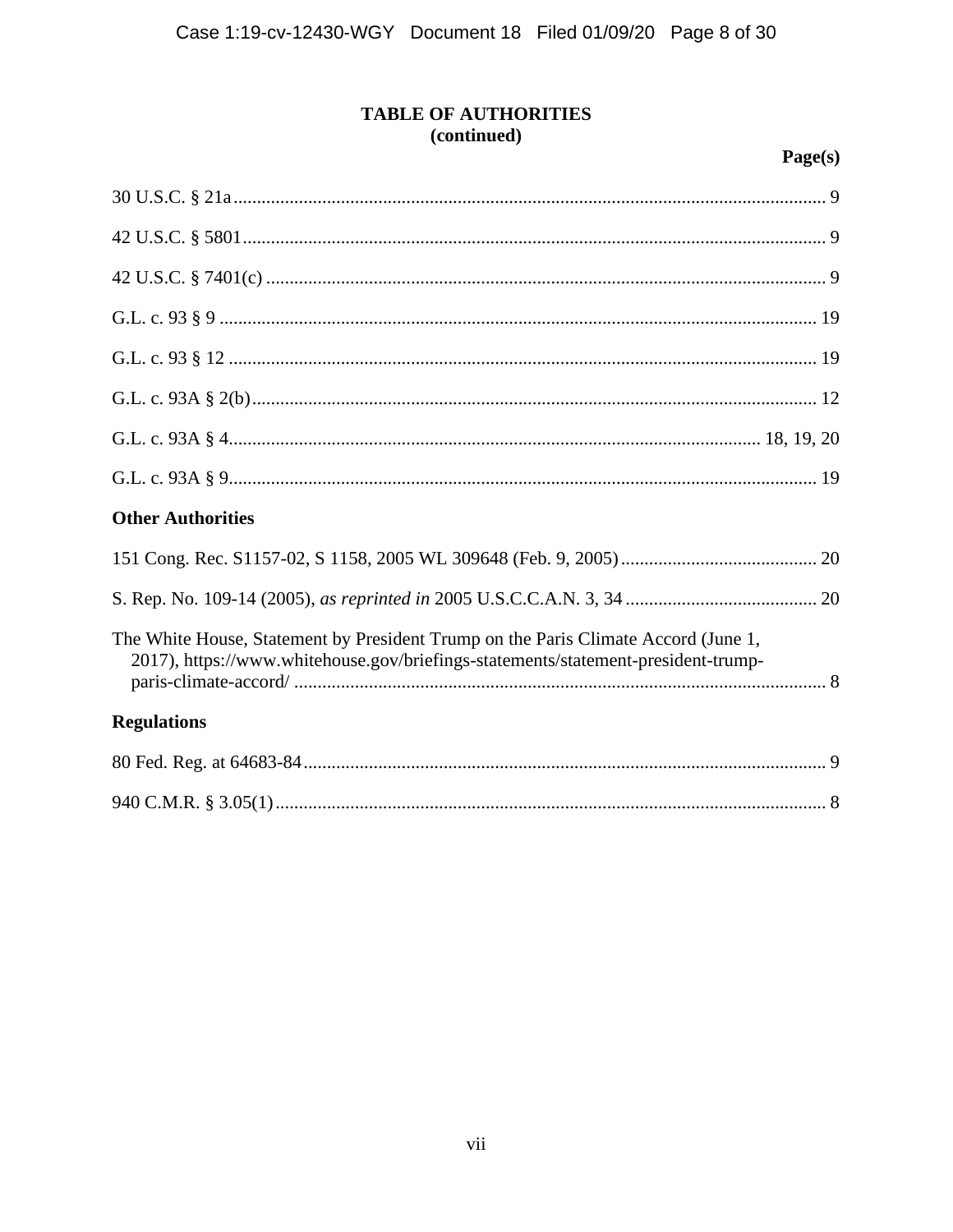## TABLE OF AUTHORITIES
(continued)

**Page(s)**

30 U.S.C. § 21a ........................................................................................................................ 9

42 U.S.C. § 5801 ...................................................................................................................... 9

42 U.S.C. § 7401(c) .................................................................................................................. 9

G.L. c. 93 § 9 .......................................................................................................................... 19

G.L. c. 93 § 12 ........................................................................................................................ 19

G.L. c. 93A § 2(b) ................................................................................................................... 12

G.L. c. 93A § 4 ........................................................................................................... 18, 19, 20

G.L. c. 93A § 9 ........................................................................................................................ 19

### Other Authorities

151 Cong. Rec. S1157-02, S 1158, 2005 WL 309648 (Feb. 9, 2005) ....................................... 20

S. Rep. No. 109-14 (2005), *as reprinted in* 2005 U.S.C.C.A.N. 3, 34 ...................................... 20

The White House, Statement by President Trump on the Paris Climate Accord (June 1, 2017), https://www.whitehouse.gov/briefings-statements/statement-president-trump-paris-climate-accord/ ............................................................................................................. 8

### Regulations

80 Fed. Reg. at 64683-84 .......................................................................................................... 9

940 C.M.R. § 3.05(1) ................................................................................................................. 8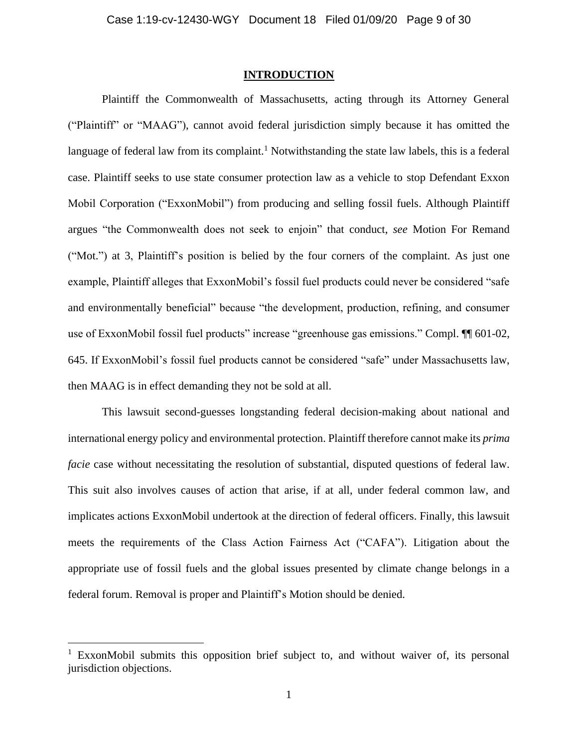## INTRODUCTION

Plaintiff the Commonwealth of Massachusetts, acting through its Attorney General ("Plaintiff" or "MAAG"), cannot avoid federal jurisdiction simply because it has omitted the language of federal law from its complaint.[1] Notwithstanding the state law labels, this is a federal case. Plaintiff seeks to use state consumer protection law as a vehicle to stop Defendant Exxon Mobil Corporation ("ExxonMobil") from producing and selling fossil fuels. Although Plaintiff argues "the Commonwealth does not seek to enjoin" that conduct, *see* Motion For Remand ("Mot.") at 3, Plaintiff's position is belied by the four corners of the complaint. As just one example, Plaintiff alleges that ExxonMobil's fossil fuel products could never be considered "safe and environmentally beneficial" because "the development, production, refining, and consumer use of ExxonMobil fossil fuel products" increase "greenhouse gas emissions." Compl. ¶¶ 601-02, 645. If ExxonMobil's fossil fuel products cannot be considered "safe" under Massachusetts law, then MAAG is in effect demanding they not be sold at all.

This lawsuit second-guesses longstanding federal decision-making about national and international energy policy and environmental protection. Plaintiff therefore cannot make its *prima facie* case without necessitating the resolution of substantial, disputed questions of federal law. This suit also involves causes of action that arise, if at all, under federal common law, and implicates actions ExxonMobil undertook at the direction of federal officers. Finally, this lawsuit meets the requirements of the Class Action Fairness Act ("CAFA"). Litigation about the appropriate use of fossil fuels and the global issues presented by climate change belongs in a federal forum. Removal is proper and Plaintiff's Motion should be denied.

---

[1] ExxonMobil submits this opposition brief subject to, and without waiver of, its personal jurisdiction objections.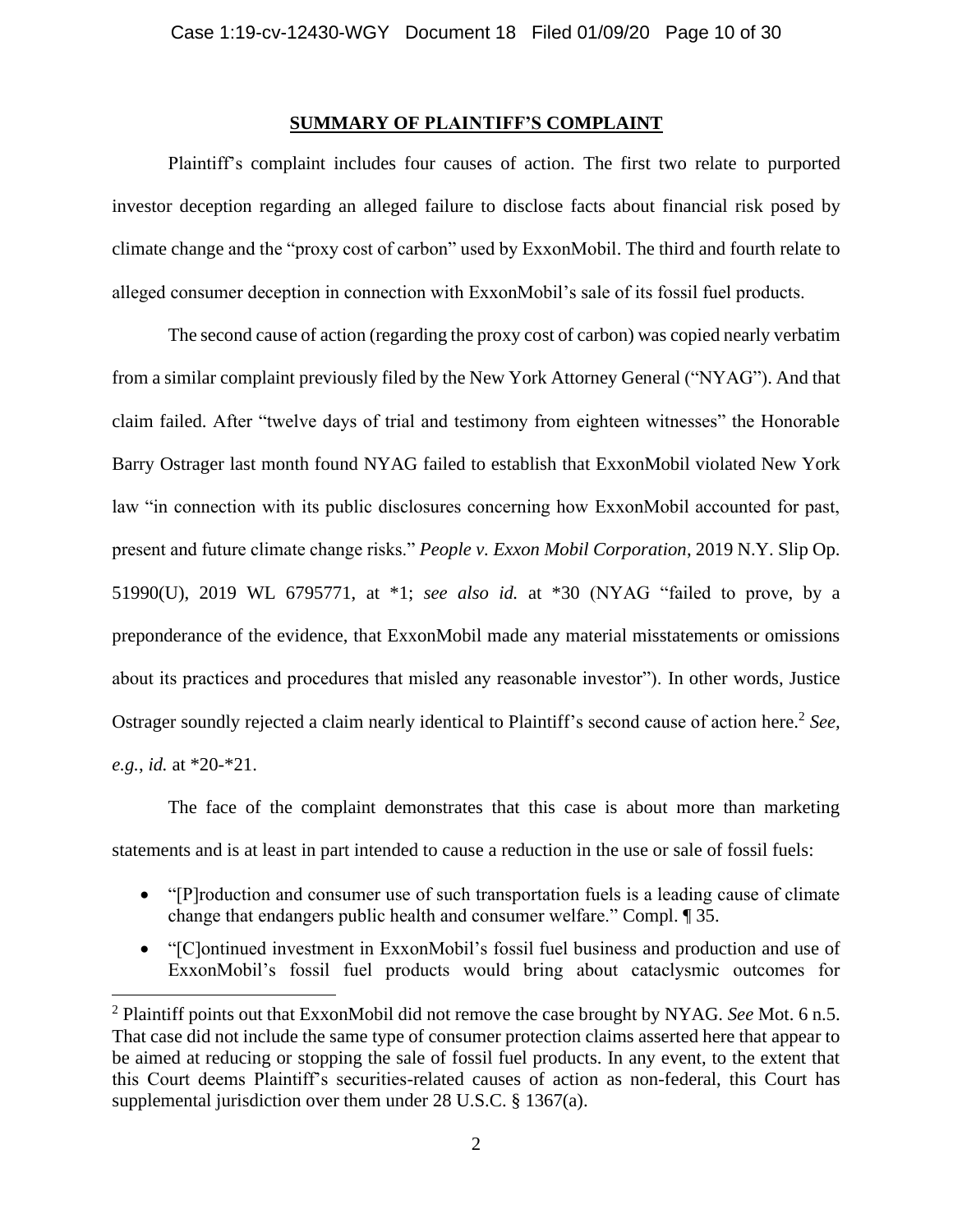## SUMMARY OF PLAINTIFF'S COMPLAINT

Plaintiff's complaint includes four causes of action. The first two relate to purported investor deception regarding an alleged failure to disclose facts about financial risk posed by climate change and the "proxy cost of carbon" used by ExxonMobil. The third and fourth relate to alleged consumer deception in connection with ExxonMobil's sale of its fossil fuel products.

The second cause of action (regarding the proxy cost of carbon) was copied nearly verbatim from a similar complaint previously filed by the New York Attorney General ("NYAG"). And that claim failed. After "twelve days of trial and testimony from eighteen witnesses" the Honorable Barry Ostrager last month found NYAG failed to establish that ExxonMobil violated New York law "in connection with its public disclosures concerning how ExxonMobil accounted for past, present and future climate change risks." *People v. Exxon Mobil Corporation*, 2019 N.Y. Slip Op. 51990(U), 2019 WL 6795771, at *1; *see also id.* at *30 (NYAG "failed to prove, by a preponderance of the evidence, that ExxonMobil made any material misstatements or omissions about its practices and procedures that misled any reasonable investor"). In other words, Justice Ostrager soundly rejected a claim nearly identical to Plaintiff's second cause of action here.[2] *See, e.g.*, *id.* at *20-*21.

The face of the complaint demonstrates that this case is about more than marketing statements and is at least in part intended to cause a reduction in the use or sale of fossil fuels:

- "[P]roduction and consumer use of such transportation fuels is a leading cause of climate change that endangers public health and consumer welfare." Compl. ¶ 35.
- "[C]ontinued investment in ExxonMobil's fossil fuel business and production and use of ExxonMobil's fossil fuel products would bring about cataclysmic outcomes for

[2] Plaintiff points out that ExxonMobil did not remove the case brought by NYAG. *See* Mot. 6 n.5. That case did not include the same type of consumer protection claims asserted here that appear to be aimed at reducing or stopping the sale of fossil fuel products. In any event, to the extent that this Court deems Plaintiff's securities-related causes of action as non-federal, this Court has supplemental jurisdiction over them under 28 U.S.C. § 1367(a).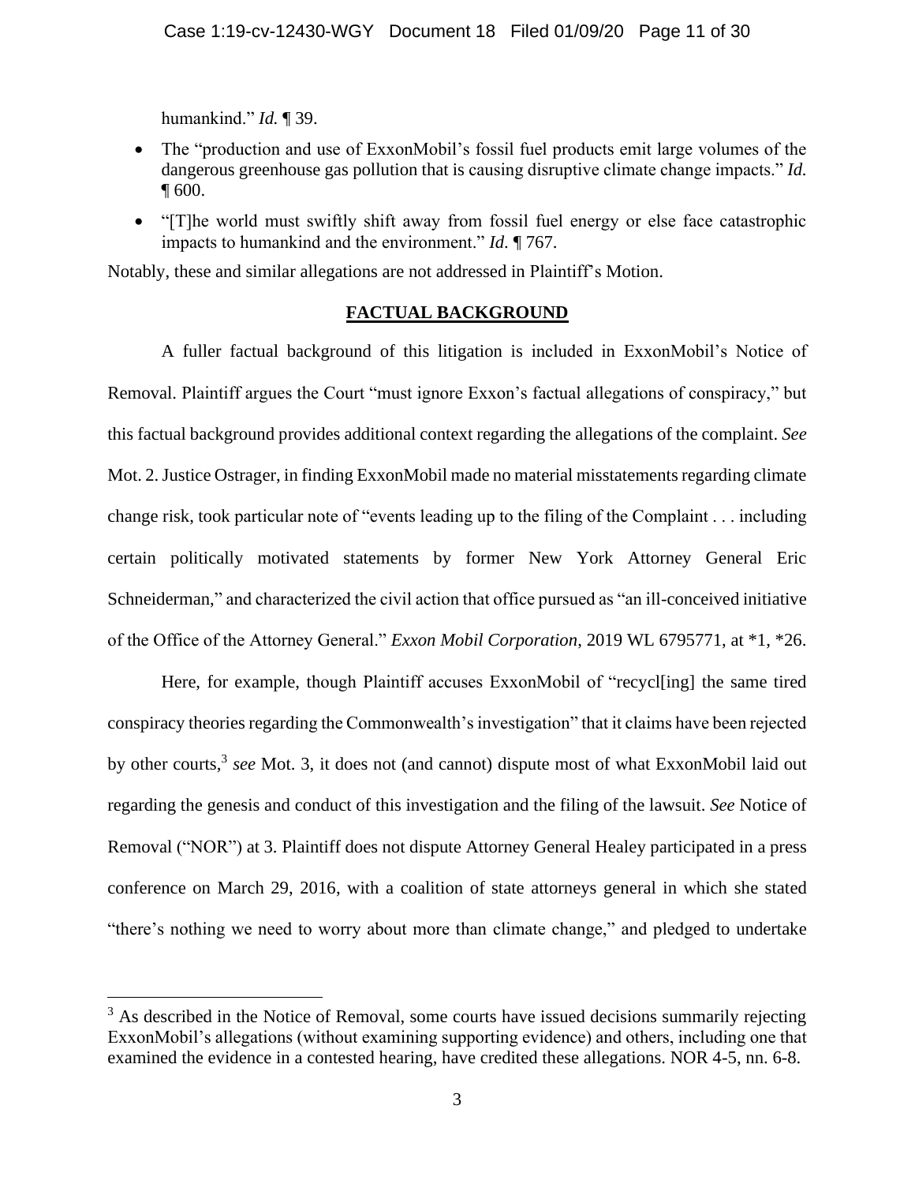humankind." *Id.* ¶ 39.

- The "production and use of ExxonMobil's fossil fuel products emit large volumes of the dangerous greenhouse gas pollution that is causing disruptive climate change impacts." *Id.* ¶ 600.
- "[T]he world must swiftly shift away from fossil fuel energy or else face catastrophic impacts to humankind and the environment." *Id.* ¶ 767.

Notably, these and similar allegations are not addressed in Plaintiff's Motion.

## FACTUAL BACKGROUND

A fuller factual background of this litigation is included in ExxonMobil's Notice of Removal. Plaintiff argues the Court "must ignore Exxon's factual allegations of conspiracy," but this factual background provides additional context regarding the allegations of the complaint. *See* Mot. 2. Justice Ostrager, in finding ExxonMobil made no material misstatements regarding climate change risk, took particular note of "events leading up to the filing of the Complaint . . . including certain politically motivated statements by former New York Attorney General Eric Schneiderman," and characterized the civil action that office pursued as "an ill-conceived initiative of the Office of the Attorney General." *Exxon Mobil Corporation*, 2019 WL 6795771, at *1, *26.

Here, for example, though Plaintiff accuses ExxonMobil of "recycl[ing] the same tired conspiracy theories regarding the Commonwealth's investigation" that it claims have been rejected by other courts,[3] *see* Mot. 3, it does not (and cannot) dispute most of what ExxonMobil laid out regarding the genesis and conduct of this investigation and the filing of the lawsuit. *See* Notice of Removal ("NOR") at 3. Plaintiff does not dispute Attorney General Healey participated in a press conference on March 29, 2016, with a coalition of state attorneys general in which she stated "there's nothing we need to worry about more than climate change," and pledged to undertake

[3] As described in the Notice of Removal, some courts have issued decisions summarily rejecting ExxonMobil's allegations (without examining supporting evidence) and others, including one that examined the evidence in a contested hearing, have credited these allegations. NOR 4-5, nn. 6-8.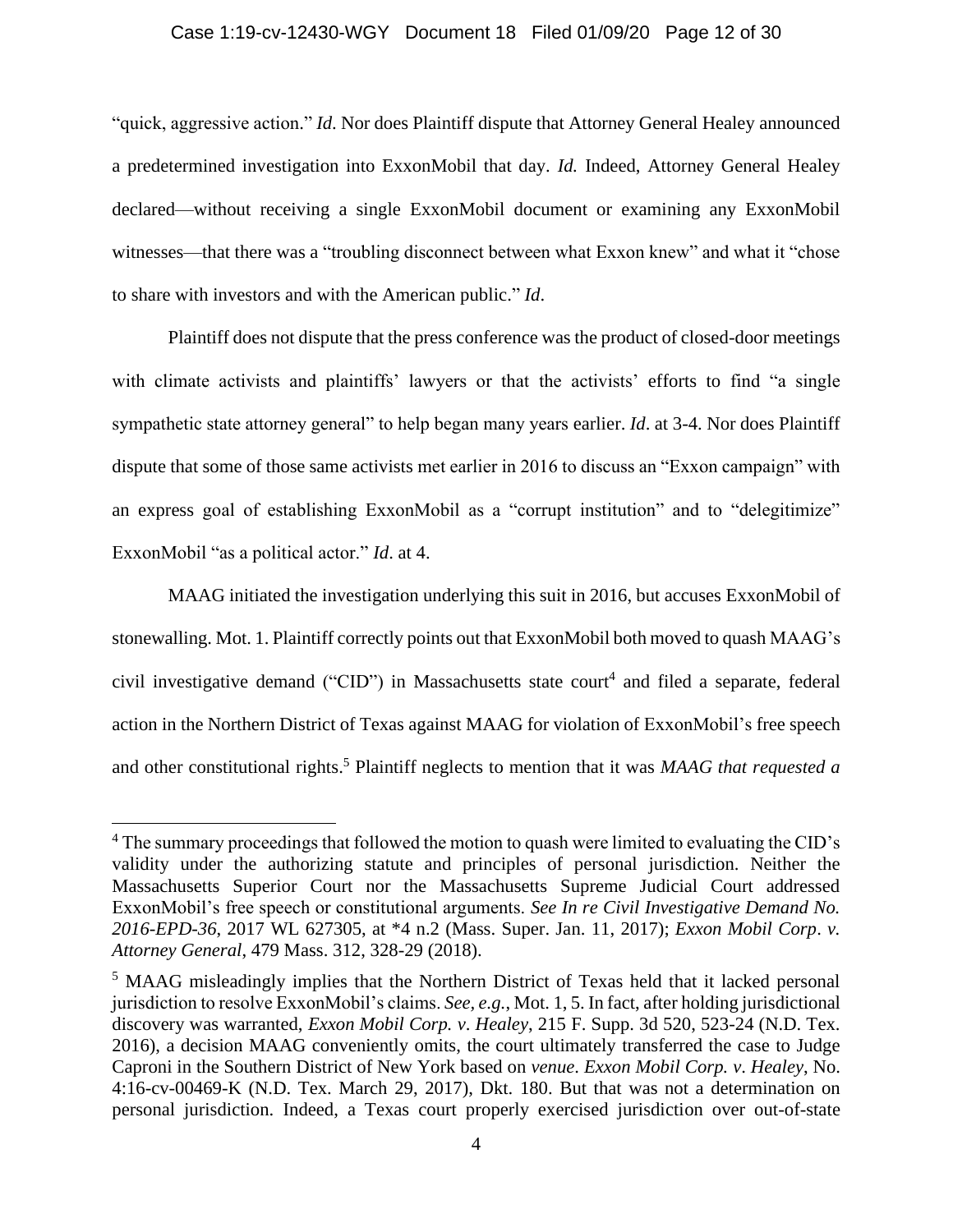"quick, aggressive action." *Id*. Nor does Plaintiff dispute that Attorney General Healey announced a predetermined investigation into ExxonMobil that day. *Id.* Indeed, Attorney General Healey declared—without receiving a single ExxonMobil document or examining any ExxonMobil witnesses—that there was a "troubling disconnect between what Exxon knew" and what it "chose to share with investors and with the American public." *Id*.

Plaintiff does not dispute that the press conference was the product of closed-door meetings with climate activists and plaintiffs' lawyers or that the activists' efforts to find "a single sympathetic state attorney general" to help began many years earlier. *Id*. at 3-4. Nor does Plaintiff dispute that some of those same activists met earlier in 2016 to discuss an "Exxon campaign" with an express goal of establishing ExxonMobil as a "corrupt institution" and to "delegitimize" ExxonMobil "as a political actor." *Id*. at 4.

MAAG initiated the investigation underlying this suit in 2016, but accuses ExxonMobil of stonewalling. Mot. 1. Plaintiff correctly points out that ExxonMobil both moved to quash MAAG's civil investigative demand ("CID") in Massachusetts state court[4] and filed a separate, federal action in the Northern District of Texas against MAAG for violation of ExxonMobil's free speech and other constitutional rights.[5] Plaintiff neglects to mention that it was *MAAG that requested a*

[4] The summary proceedings that followed the motion to quash were limited to evaluating the CID's validity under the authorizing statute and principles of personal jurisdiction. Neither the Massachusetts Superior Court nor the Massachusetts Supreme Judicial Court addressed ExxonMobil's free speech or constitutional arguments. *See In re Civil Investigative Demand No. 2016-EPD-36*, 2017 WL 627305, at *4 n.2 (Mass. Super. Jan. 11, 2017); *Exxon Mobil Corp*. *v. Attorney General*, 479 Mass. 312, 328-29 (2018).

[5] MAAG misleadingly implies that the Northern District of Texas held that it lacked personal jurisdiction to resolve ExxonMobil's claims. *See, e.g.*, Mot. 1, 5. In fact, after holding jurisdictional discovery was warranted, *Exxon Mobil Corp. v*. *Healey*, 215 F. Supp. 3d 520, 523-24 (N.D. Tex. 2016), a decision MAAG conveniently omits, the court ultimately transferred the case to Judge Caproni in the Southern District of New York based on *venue*. *Exxon Mobil Corp. v*. *Healey*, No. 4:16-cv-00469-K (N.D. Tex. March 29, 2017), Dkt. 180. But that was not a determination on personal jurisdiction. Indeed, a Texas court properly exercised jurisdiction over out-of-state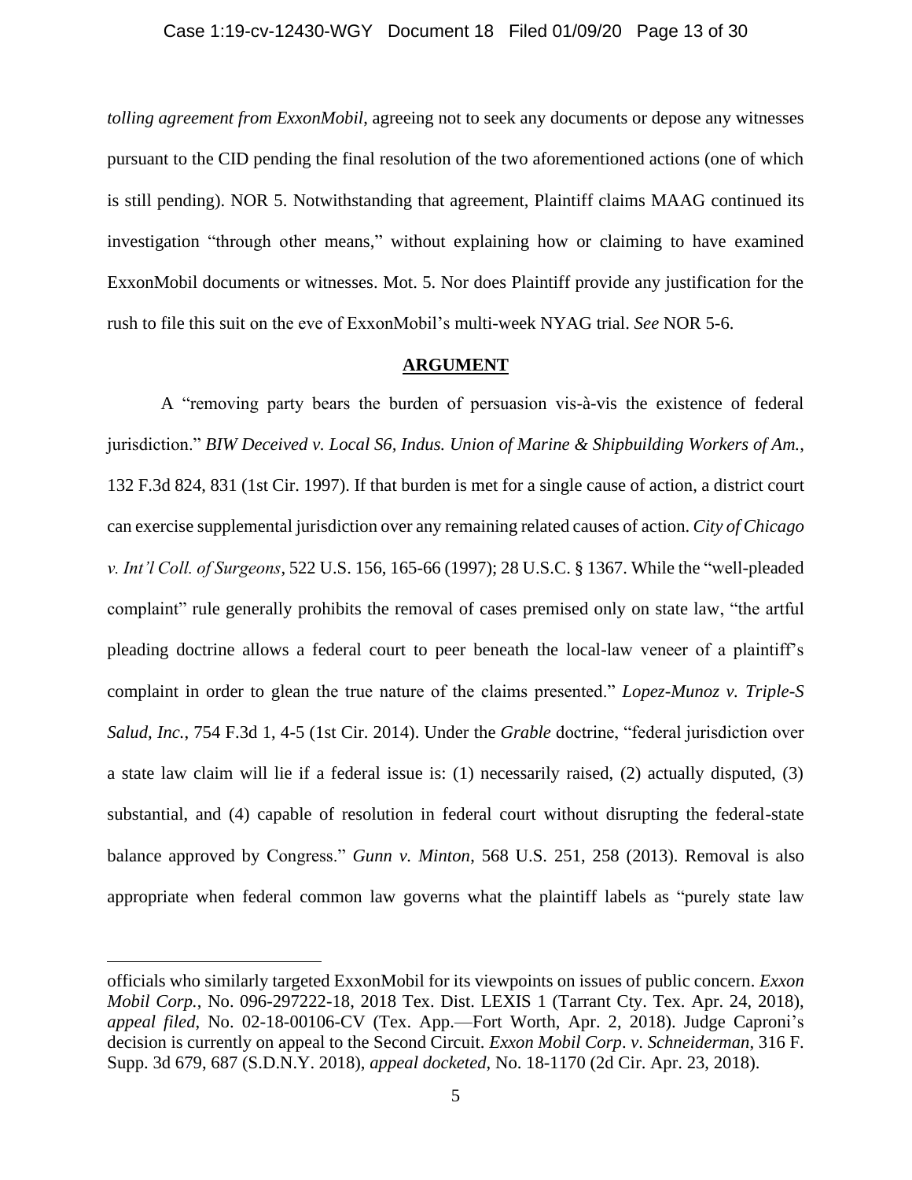*tolling agreement from ExxonMobil*, agreeing not to seek any documents or depose any witnesses pursuant to the CID pending the final resolution of the two aforementioned actions (one of which is still pending). NOR 5. Notwithstanding that agreement, Plaintiff claims MAAG continued its investigation "through other means," without explaining how or claiming to have examined ExxonMobil documents or witnesses. Mot. 5. Nor does Plaintiff provide any justification for the rush to file this suit on the eve of ExxonMobil's multi-week NYAG trial. *See* NOR 5-6.

## ARGUMENT

A "removing party bears the burden of persuasion vis-à-vis the existence of federal jurisdiction." *BIW Deceived v. Local S6, Indus. Union of Marine & Shipbuilding Workers of Am.*, 132 F.3d 824, 831 (1st Cir. 1997). If that burden is met for a single cause of action, a district court can exercise supplemental jurisdiction over any remaining related causes of action. *City of Chicago v. Int'l Coll. of Surgeons*, 522 U.S. 156, 165-66 (1997); 28 U.S.C. § 1367. While the "well-pleaded complaint" rule generally prohibits the removal of cases premised only on state law, "the artful pleading doctrine allows a federal court to peer beneath the local-law veneer of a plaintiff's complaint in order to glean the true nature of the claims presented." *Lopez-Munoz v. Triple-S Salud, Inc.*, 754 F.3d 1, 4-5 (1st Cir. 2014). Under the *Grable* doctrine, "federal jurisdiction over a state law claim will lie if a federal issue is: (1) necessarily raised, (2) actually disputed, (3) substantial, and (4) capable of resolution in federal court without disrupting the federal-state balance approved by Congress." *Gunn v. Minton*, 568 U.S. 251, 258 (2013). Removal is also appropriate when federal common law governs what the plaintiff labels as "purely state law

---

officials who similarly targeted ExxonMobil for its viewpoints on issues of public concern. *Exxon Mobil Corp.*, No. 096-297222-18, 2018 Tex. Dist. LEXIS 1 (Tarrant Cty. Tex. Apr. 24, 2018), *appeal filed*, No. 02-18-00106-CV (Tex. App.—Fort Worth, Apr. 2, 2018). Judge Caproni's decision is currently on appeal to the Second Circuit. *Exxon Mobil Corp. v. Schneiderman*, 316 F. Supp. 3d 679, 687 (S.D.N.Y. 2018), *appeal docketed*, No. 18-1170 (2d Cir. Apr. 23, 2018).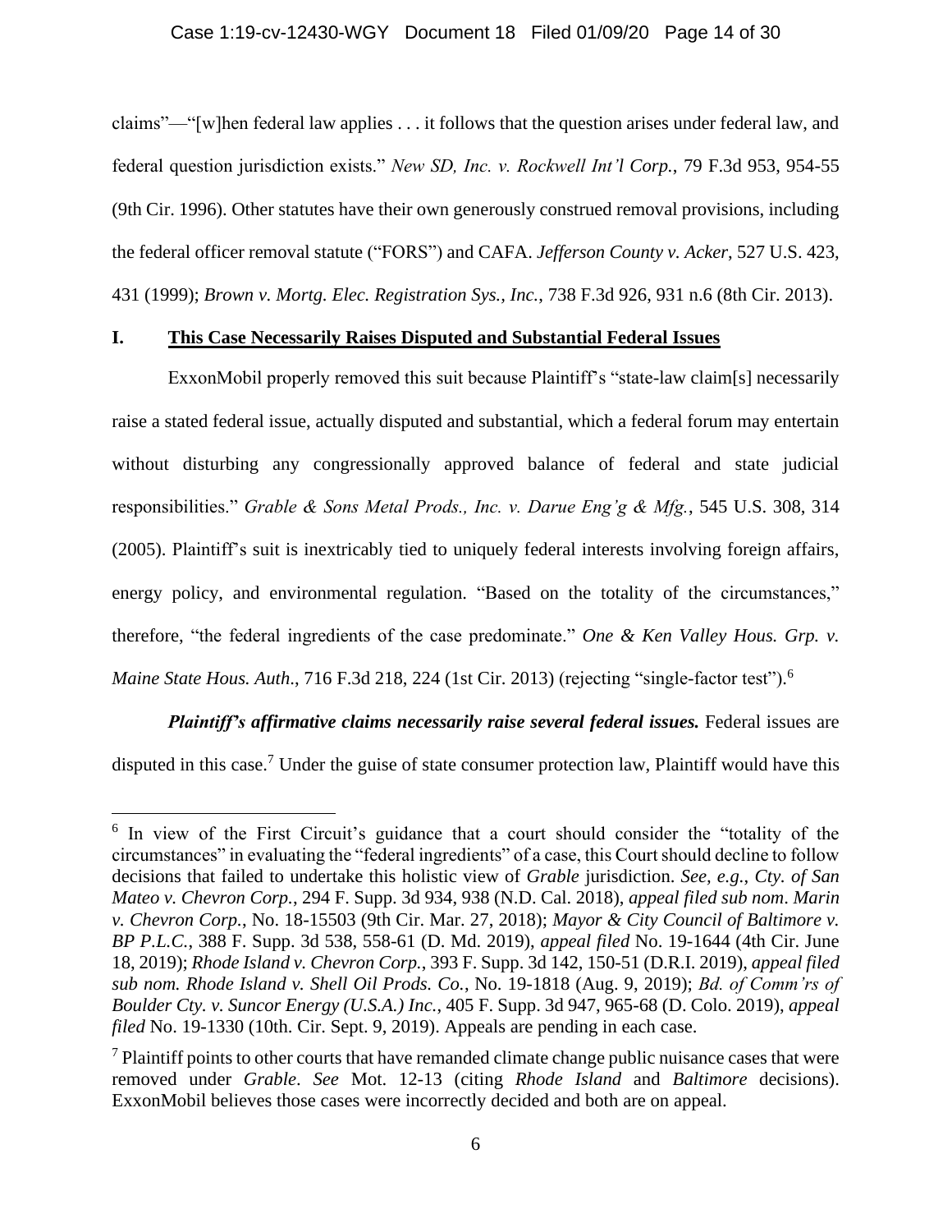claims"—"[w]hen federal law applies . . . it follows that the question arises under federal law, and federal question jurisdiction exists." *New SD, Inc. v. Rockwell Int'l Corp.*, 79 F.3d 953, 954-55 (9th Cir. 1996). Other statutes have their own generously construed removal provisions, including the federal officer removal statute ("FORS") and CAFA. *Jefferson County v. Acker*, 527 U.S. 423, 431 (1999); *Brown v. Mortg. Elec. Registration Sys., Inc.*, 738 F.3d 926, 931 n.6 (8th Cir. 2013).

## I. This Case Necessarily Raises Disputed and Substantial Federal Issues

ExxonMobil properly removed this suit because Plaintiff's "state-law claim[s] necessarily raise a stated federal issue, actually disputed and substantial, which a federal forum may entertain without disturbing any congressionally approved balance of federal and state judicial responsibilities." *Grable & Sons Metal Prods., Inc. v. Darue Eng'g & Mfg.*, 545 U.S. 308, 314 (2005). Plaintiff's suit is inextricably tied to uniquely federal interests involving foreign affairs, energy policy, and environmental regulation. "Based on the totality of the circumstances," therefore, "the federal ingredients of the case predominate." *One & Ken Valley Hous. Grp. v. Maine State Hous. Auth.*, 716 F.3d 218, 224 (1st Cir. 2013) (rejecting "single-factor test").[6]

***Plaintiff's affirmative claims necessarily raise several federal issues.*** Federal issues are disputed in this case.[7] Under the guise of state consumer protection law, Plaintiff would have this

[6] In view of the First Circuit's guidance that a court should consider the "totality of the circumstances" in evaluating the "federal ingredients" of a case, this Court should decline to follow decisions that failed to undertake this holistic view of *Grable* jurisdiction. *See, e.g.*, *Cty. of San Mateo v. Chevron Corp.*, 294 F. Supp. 3d 934, 938 (N.D. Cal. 2018), *appeal filed sub nom*. *Marin v. Chevron Corp.*, No. 18-15503 (9th Cir. Mar. 27, 2018); *Mayor & City Council of Baltimore v. BP P.L.C.*, 388 F. Supp. 3d 538, 558-61 (D. Md. 2019), *appeal filed* No. 19-1644 (4th Cir. June 18, 2019); *Rhode Island v. Chevron Corp.*, 393 F. Supp. 3d 142, 150-51 (D.R.I. 2019), *appeal filed sub nom. Rhode Island v. Shell Oil Prods. Co.*, No. 19-1818 (Aug. 9, 2019); *Bd. of Comm'rs of Boulder Cty. v. Suncor Energy (U.S.A.) Inc.*, 405 F. Supp. 3d 947, 965-68 (D. Colo. 2019), *appeal filed* No. 19-1330 (10th. Cir. Sept. 9, 2019). Appeals are pending in each case.

[7] Plaintiff points to other courts that have remanded climate change public nuisance cases that were removed under *Grable*. *See* Mot. 12-13 (citing *Rhode Island* and *Baltimore* decisions). ExxonMobil believes those cases were incorrectly decided and both are on appeal.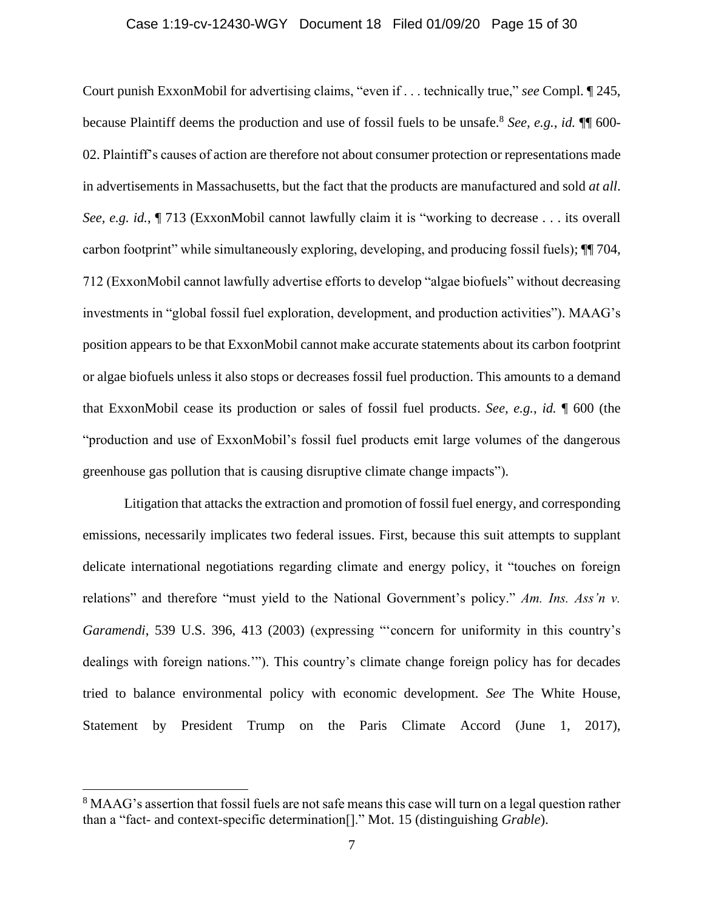Court punish ExxonMobil for advertising claims, "even if . . . technically true," *see* Compl. ¶ 245, because Plaintiff deems the production and use of fossil fuels to be unsafe.[8] *See, e.g.*, *id.* ¶¶ 600-02. Plaintiff's causes of action are therefore not about consumer protection or representations made in advertisements in Massachusetts, but the fact that the products are manufactured and sold *at all*. *See, e.g. id.*, ¶ 713 (ExxonMobil cannot lawfully claim it is "working to decrease . . . its overall carbon footprint" while simultaneously exploring, developing, and producing fossil fuels); ¶¶ 704, 712 (ExxonMobil cannot lawfully advertise efforts to develop "algae biofuels" without decreasing investments in "global fossil fuel exploration, development, and production activities"). MAAG's position appears to be that ExxonMobil cannot make accurate statements about its carbon footprint or algae biofuels unless it also stops or decreases fossil fuel production. This amounts to a demand that ExxonMobil cease its production or sales of fossil fuel products. *See, e.g.*, *id.* ¶ 600 (the "production and use of ExxonMobil's fossil fuel products emit large volumes of the dangerous greenhouse gas pollution that is causing disruptive climate change impacts").

Litigation that attacks the extraction and promotion of fossil fuel energy, and corresponding emissions, necessarily implicates two federal issues. First, because this suit attempts to supplant delicate international negotiations regarding climate and energy policy, it "touches on foreign relations" and therefore "must yield to the National Government's policy." *Am. Ins. Ass'n v. Garamendi*, 539 U.S. 396, 413 (2003) (expressing "'concern for uniformity in this country's dealings with foreign nations.'"). This country's climate change foreign policy has for decades tried to balance environmental policy with economic development. *See* The White House, Statement by President Trump on the Paris Climate Accord (June 1, 2017),

---

[8] MAAG's assertion that fossil fuels are not safe means this case will turn on a legal question rather than a "fact- and context-specific determination[]." Mot. 15 (distinguishing *Grable*).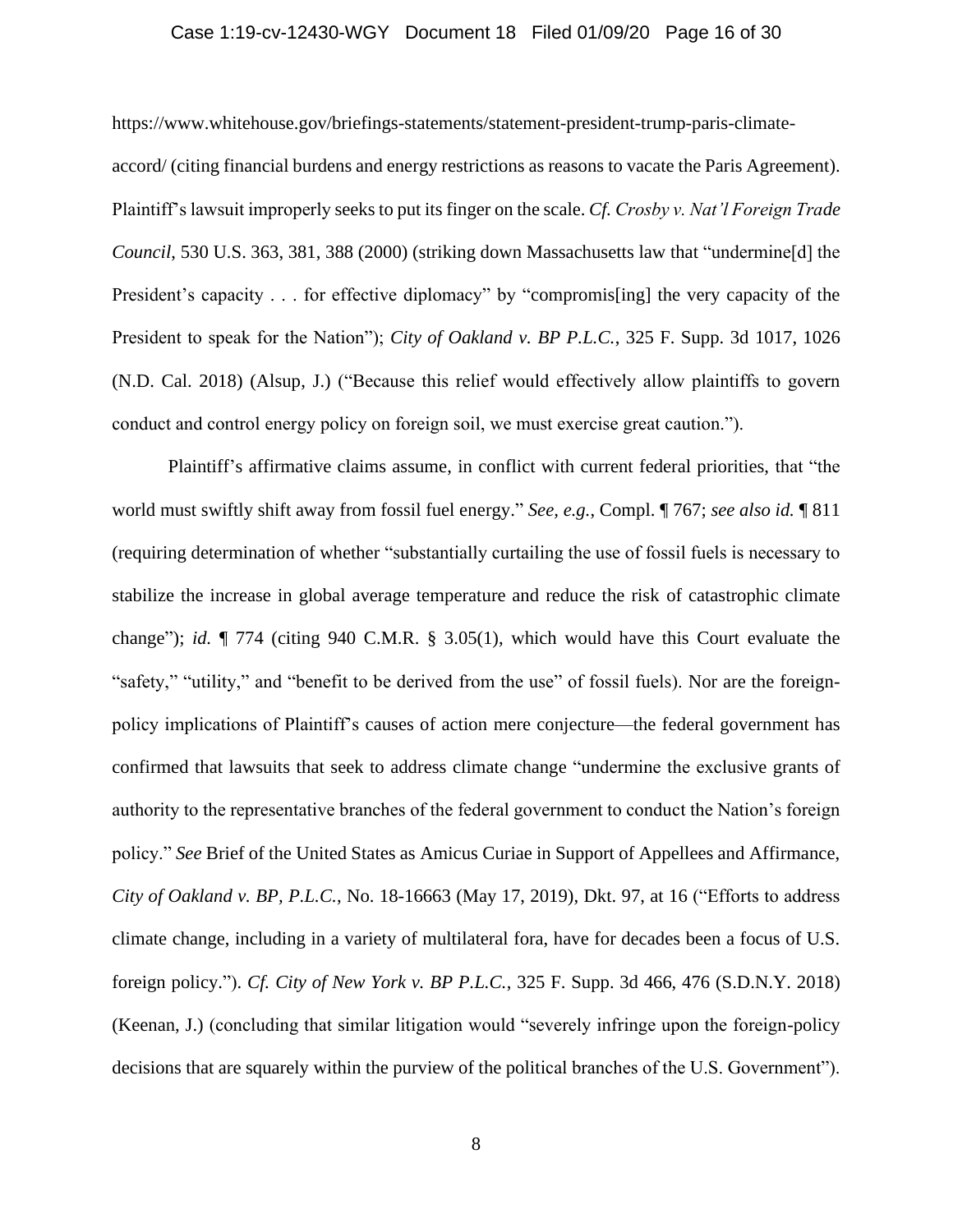https://www.whitehouse.gov/briefings-statements/statement-president-trump-paris-climate-accord/ (citing financial burdens and energy restrictions as reasons to vacate the Paris Agreement). Plaintiff's lawsuit improperly seeks to put its finger on the scale. *Cf. Crosby v. Nat'l Foreign Trade Council*, 530 U.S. 363, 381, 388 (2000) (striking down Massachusetts law that "undermine[d] the President's capacity . . . for effective diplomacy" by "compromis[ing] the very capacity of the President to speak for the Nation"); *City of Oakland v. BP P.L.C.*, 325 F. Supp. 3d 1017, 1026 (N.D. Cal. 2018) (Alsup, J.) ("Because this relief would effectively allow plaintiffs to govern conduct and control energy policy on foreign soil, we must exercise great caution.").

Plaintiff's affirmative claims assume, in conflict with current federal priorities, that "the world must swiftly shift away from fossil fuel energy." *See, e.g.*, Compl. ¶ 767; *see also id.* ¶ 811 (requiring determination of whether "substantially curtailing the use of fossil fuels is necessary to stabilize the increase in global average temperature and reduce the risk of catastrophic climate change"); *id.* ¶ 774 (citing 940 C.M.R. § 3.05(1), which would have this Court evaluate the "safety," "utility," and "benefit to be derived from the use" of fossil fuels). Nor are the foreign-policy implications of Plaintiff's causes of action mere conjecture—the federal government has confirmed that lawsuits that seek to address climate change "undermine the exclusive grants of authority to the representative branches of the federal government to conduct the Nation's foreign policy." *See* Brief of the United States as Amicus Curiae in Support of Appellees and Affirmance, *City of Oakland v. BP, P.L.C.*, No. 18-16663 (May 17, 2019), Dkt. 97, at 16 ("Efforts to address climate change, including in a variety of multilateral fora, have for decades been a focus of U.S. foreign policy."). *Cf. City of New York v. BP P.L.C.*, 325 F. Supp. 3d 466, 476 (S.D.N.Y. 2018) (Keenan, J.) (concluding that similar litigation would "severely infringe upon the foreign-policy decisions that are squarely within the purview of the political branches of the U.S. Government").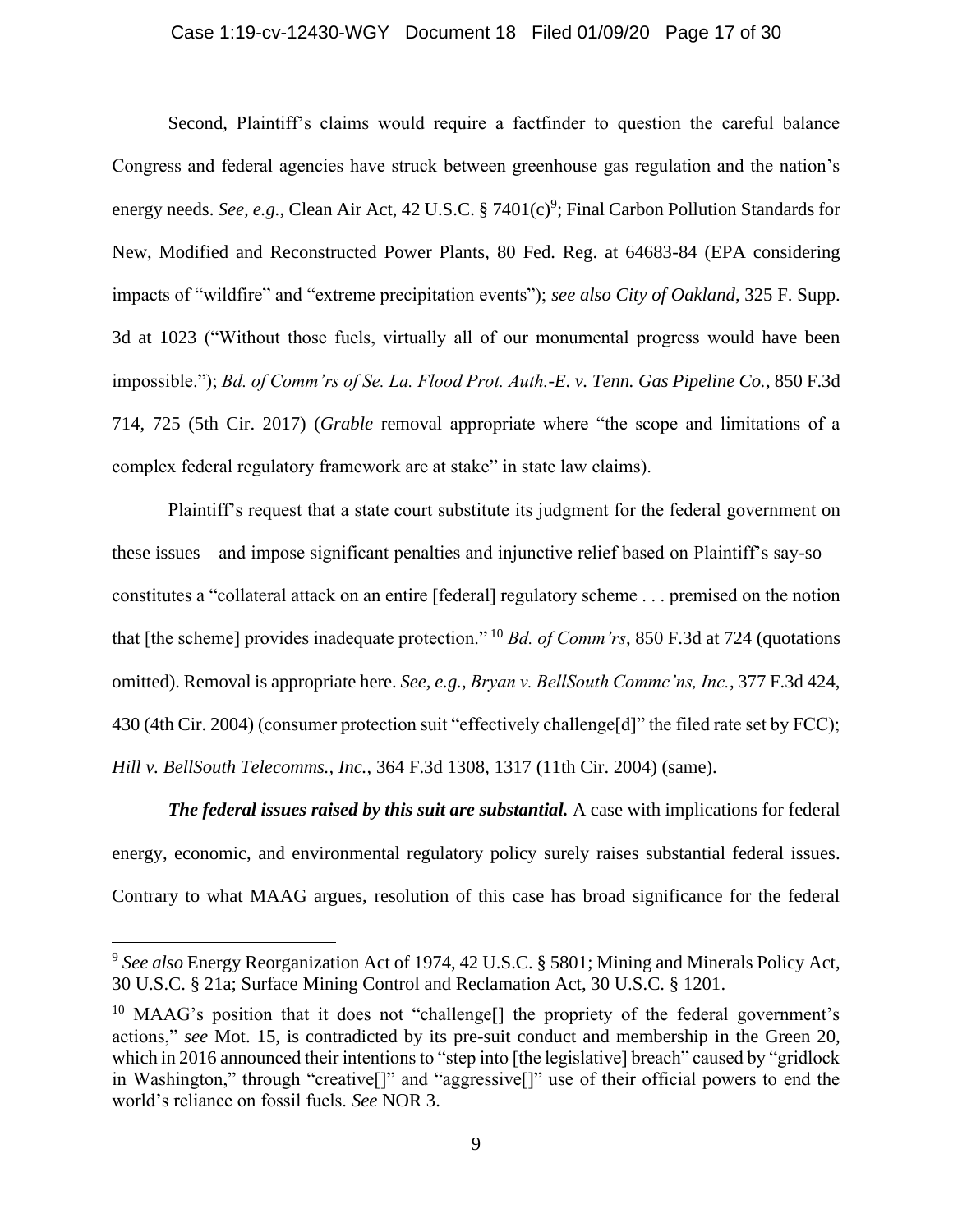Second, Plaintiff's claims would require a factfinder to question the careful balance Congress and federal agencies have struck between greenhouse gas regulation and the nation's energy needs. *See, e.g.*, Clean Air Act, 42 U.S.C. § 7401(c)[9]; Final Carbon Pollution Standards for New, Modified and Reconstructed Power Plants, 80 Fed. Reg. at 64683-84 (EPA considering impacts of "wildfire" and "extreme precipitation events"); *see also City of Oakland*, 325 F. Supp. 3d at 1023 ("Without those fuels, virtually all of our monumental progress would have been impossible."); *Bd. of Comm'rs of Se. La. Flood Prot. Auth.-E. v. Tenn. Gas Pipeline Co.*, 850 F.3d 714, 725 (5th Cir. 2017) (*Grable* removal appropriate where "the scope and limitations of a complex federal regulatory framework are at stake" in state law claims).

Plaintiff's request that a state court substitute its judgment for the federal government on these issues—and impose significant penalties and injunctive relief based on Plaintiff's say-so—constitutes a "collateral attack on an entire [federal] regulatory scheme . . . premised on the notion that [the scheme] provides inadequate protection."[10] *Bd. of Comm'rs*, 850 F.3d at 724 (quotations omitted). Removal is appropriate here. *See, e.g.*, *Bryan v. BellSouth Commc'ns, Inc.*, 377 F.3d 424, 430 (4th Cir. 2004) (consumer protection suit "effectively challenge[d]" the filed rate set by FCC); *Hill v. BellSouth Telecomms., Inc.*, 364 F.3d 1308, 1317 (11th Cir. 2004) (same).

***The federal issues raised by this suit are substantial.*** A case with implications for federal energy, economic, and environmental regulatory policy surely raises substantial federal issues. Contrary to what MAAG argues, resolution of this case has broad significance for the federal

---

[9] *See also* Energy Reorganization Act of 1974, 42 U.S.C. § 5801; Mining and Minerals Policy Act, 30 U.S.C. § 21a; Surface Mining Control and Reclamation Act, 30 U.S.C. § 1201.

[10] MAAG's position that it does not "challenge[] the propriety of the federal government's actions," *see* Mot. 15, is contradicted by its pre-suit conduct and membership in the Green 20, which in 2016 announced their intentions to "step into [the legislative] breach" caused by "gridlock in Washington," through "creative[]" and "aggressive[]" use of their official powers to end the world's reliance on fossil fuels. *See* NOR 3.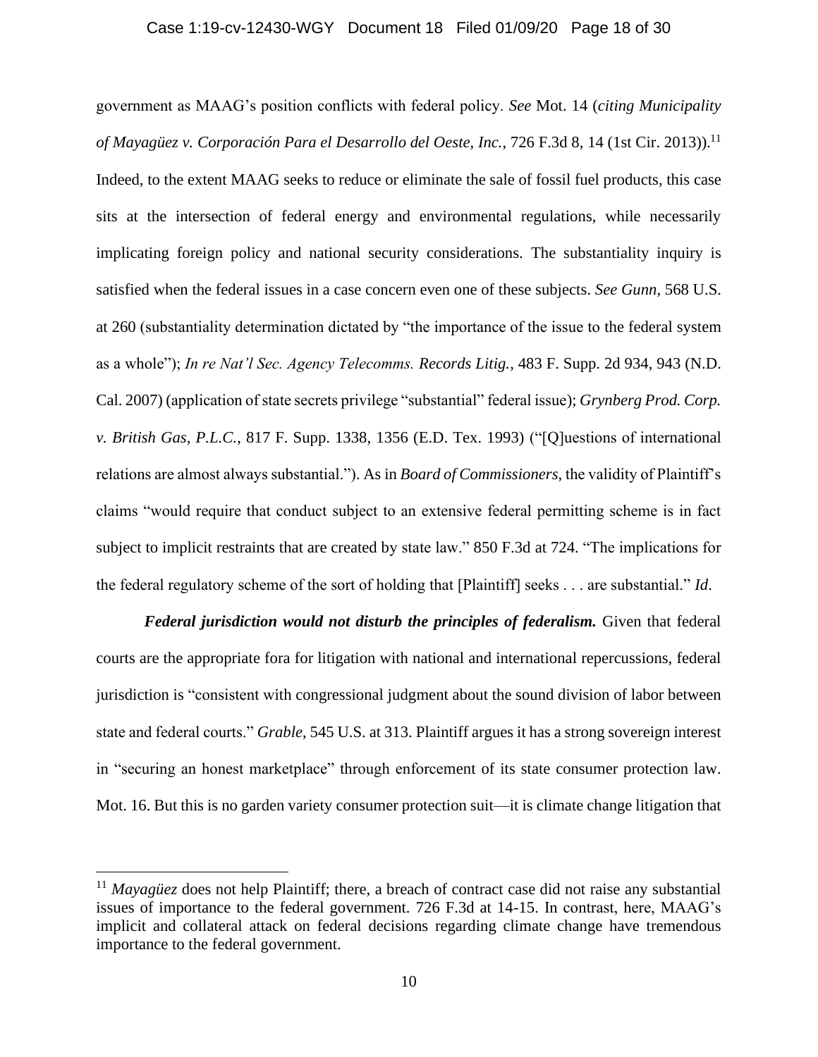government as MAAG's position conflicts with federal policy. *See* Mot. 14 (*citing Municipality of Mayagüez v. Corporación Para el Desarrollo del Oeste, Inc.*, 726 F.3d 8, 14 (1st Cir. 2013)).[11] Indeed, to the extent MAAG seeks to reduce or eliminate the sale of fossil fuel products, this case sits at the intersection of federal energy and environmental regulations, while necessarily implicating foreign policy and national security considerations. The substantiality inquiry is satisfied when the federal issues in a case concern even one of these subjects. *See Gunn*, 568 U.S. at 260 (substantiality determination dictated by "the importance of the issue to the federal system as a whole"); *In re Nat'l Sec. Agency Telecomms. Records Litig.*, 483 F. Supp. 2d 934, 943 (N.D. Cal. 2007) (application of state secrets privilege "substantial" federal issue); *Grynberg Prod. Corp. v. British Gas, P.L.C.*, 817 F. Supp. 1338, 1356 (E.D. Tex. 1993) ("[Q]uestions of international relations are almost always substantial."). As in *Board of Commissioners*, the validity of Plaintiff's claims "would require that conduct subject to an extensive federal permitting scheme is in fact subject to implicit restraints that are created by state law." 850 F.3d at 724. "The implications for the federal regulatory scheme of the sort of holding that [Plaintiff] seeks . . . are substantial." *Id*.

***Federal jurisdiction would not disturb the principles of federalism.*** Given that federal courts are the appropriate fora for litigation with national and international repercussions, federal jurisdiction is "consistent with congressional judgment about the sound division of labor between state and federal courts." *Grable*, 545 U.S. at 313. Plaintiff argues it has a strong sovereign interest in "securing an honest marketplace" through enforcement of its state consumer protection law. Mot. 16. But this is no garden variety consumer protection suit—it is climate change litigation that

---

[11] *Mayagüez* does not help Plaintiff; there, a breach of contract case did not raise any substantial issues of importance to the federal government. 726 F.3d at 14-15. In contrast, here, MAAG's implicit and collateral attack on federal decisions regarding climate change have tremendous importance to the federal government.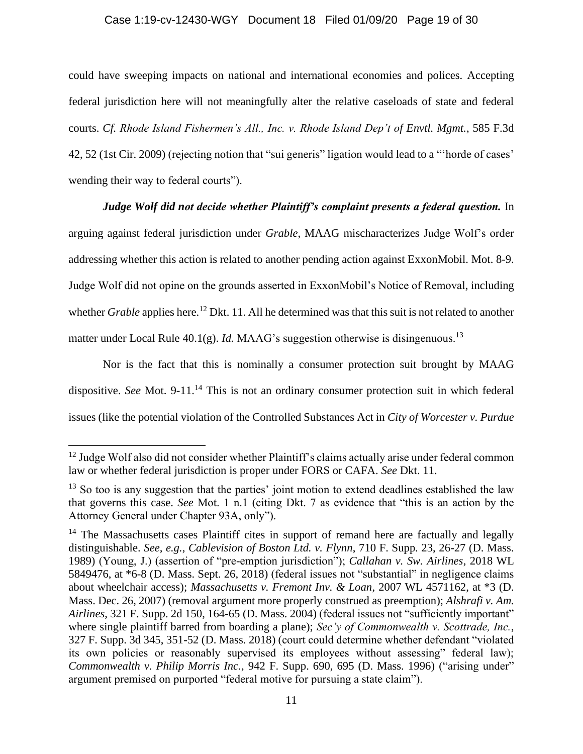could have sweeping impacts on national and international economies and polices. Accepting federal jurisdiction here will not meaningfully alter the relative caseloads of state and federal courts. *Cf. Rhode Island Fishermen's All., Inc. v. Rhode Island Dep't of Envtl. Mgmt.*, 585 F.3d 42, 52 (1st Cir. 2009) (rejecting notion that "sui generis" ligation would lead to a "'horde of cases' wending their way to federal courts").

***Judge Wolf did not decide whether Plaintiff's complaint presents a federal question.*** In arguing against federal jurisdiction under *Grable*, MAAG mischaracterizes Judge Wolf's order addressing whether this action is related to another pending action against ExxonMobil. Mot. 8-9. Judge Wolf did not opine on the grounds asserted in ExxonMobil's Notice of Removal, including whether *Grable* applies here.[12] Dkt. 11. All he determined was that this suit is not related to another matter under Local Rule 40.1(g). *Id.* MAAG's suggestion otherwise is disingenuous.[13]

Nor is the fact that this is nominally a consumer protection suit brought by MAAG dispositive. *See* Mot. 9-11.[14] This is not an ordinary consumer protection suit in which federal issues (like the potential violation of the Controlled Substances Act in *City of Worcester v. Purdue*

---

[12] Judge Wolf also did not consider whether Plaintiff's claims actually arise under federal common law or whether federal jurisdiction is proper under FORS or CAFA. *See* Dkt. 11.

[13] So too is any suggestion that the parties' joint motion to extend deadlines established the law that governs this case. *See* Mot. 1 n.1 (citing Dkt. 7 as evidence that "this is an action by the Attorney General under Chapter 93A, only").

[14] The Massachusetts cases Plaintiff cites in support of remand here are factually and legally distinguishable. *See, e.g.*, *Cablevision of Boston Ltd. v. Flynn*, 710 F. Supp. 23, 26-27 (D. Mass. 1989) (Young, J.) (assertion of "pre-emption jurisdiction"); *Callahan v. Sw. Airlines*, 2018 WL 5849476, at *6-8 (D. Mass. Sept. 26, 2018) (federal issues not "substantial" in negligence claims about wheelchair access); *Massachusetts v. Fremont Inv. & Loan*, 2007 WL 4571162, at *3 (D. Mass. Dec. 26, 2007) (removal argument more properly construed as preemption); *Alshrafi v. Am. Airlines*, 321 F. Supp. 2d 150, 164-65 (D. Mass. 2004) (federal issues not "sufficiently important" where single plaintiff barred from boarding a plane); *Sec'y of Commonwealth v. Scottrade, Inc.*, 327 F. Supp. 3d 345, 351-52 (D. Mass. 2018) (court could determine whether defendant "violated its own policies or reasonably supervised its employees without assessing" federal law); *Commonwealth v. Philip Morris Inc.*, 942 F. Supp. 690, 695 (D. Mass. 1996) ("arising under" argument premised on purported "federal motive for pursuing a state claim").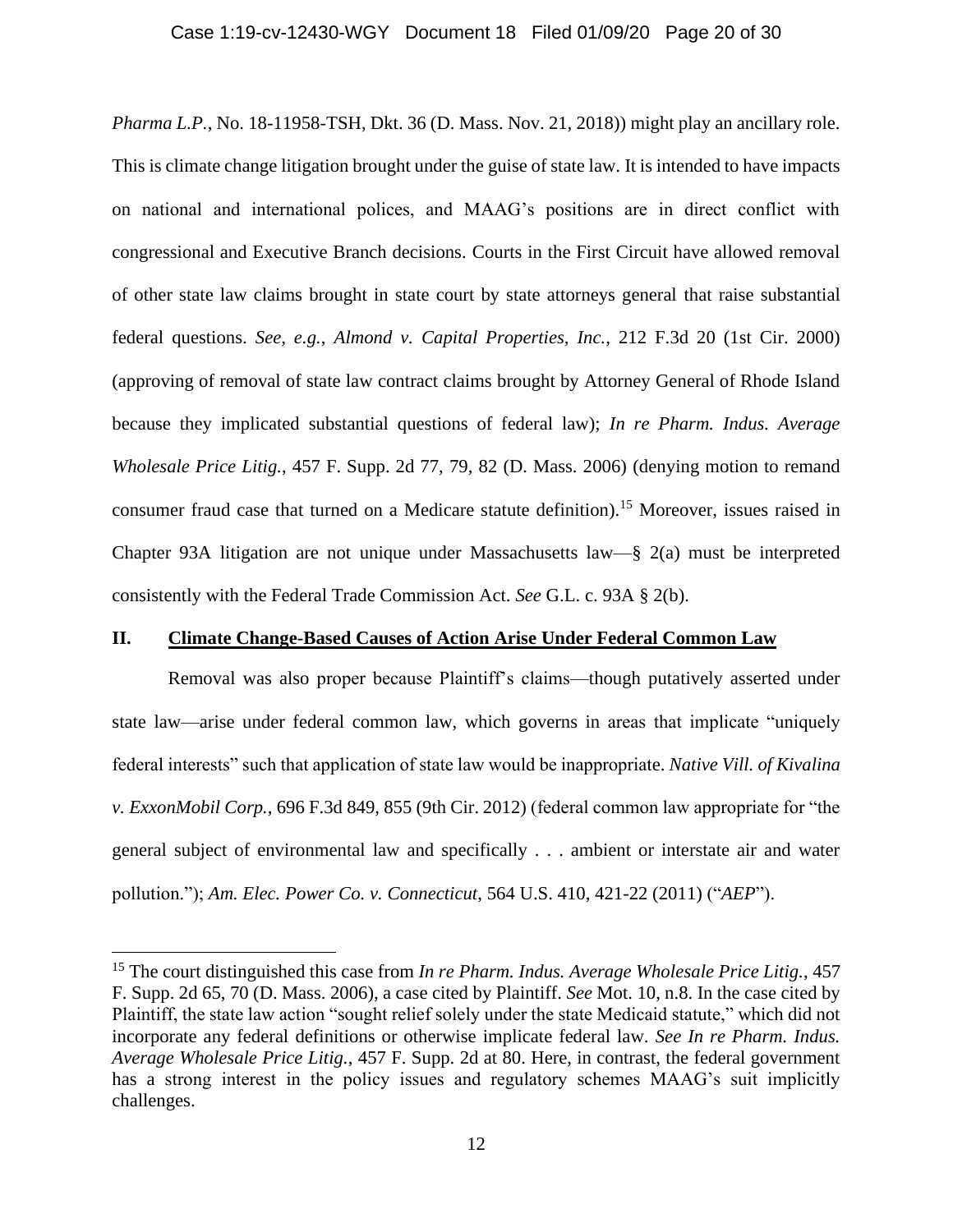*Pharma L.P.*, No. 18-11958-TSH, Dkt. 36 (D. Mass. Nov. 21, 2018)) might play an ancillary role. This is climate change litigation brought under the guise of state law. It is intended to have impacts on national and international polices, and MAAG's positions are in direct conflict with congressional and Executive Branch decisions. Courts in the First Circuit have allowed removal of other state law claims brought in state court by state attorneys general that raise substantial federal questions. *See, e.g.*, *Almond v. Capital Properties, Inc.*, 212 F.3d 20 (1st Cir. 2000) (approving of removal of state law contract claims brought by Attorney General of Rhode Island because they implicated substantial questions of federal law); *In re Pharm. Indus. Average Wholesale Price Litig.*, 457 F. Supp. 2d 77, 79, 82 (D. Mass. 2006) (denying motion to remand consumer fraud case that turned on a Medicare statute definition).[15] Moreover, issues raised in Chapter 93A litigation are not unique under Massachusetts law—§ 2(a) must be interpreted consistently with the Federal Trade Commission Act. *See* G.L. c. 93A § 2(b).

## II. Climate Change-Based Causes of Action Arise Under Federal Common Law

Removal was also proper because Plaintiff's claims—though putatively asserted under state law—arise under federal common law, which governs in areas that implicate "uniquely federal interests" such that application of state law would be inappropriate. *Native Vill. of Kivalina v. ExxonMobil Corp.*, 696 F.3d 849, 855 (9th Cir. 2012) (federal common law appropriate for "the general subject of environmental law and specifically . . . ambient or interstate air and water pollution."); *Am. Elec. Power Co. v. Connecticut*, 564 U.S. 410, 421-22 (2011) ("*AEP*").

[15] The court distinguished this case from *In re Pharm. Indus. Average Wholesale Price Litig.*, 457 F. Supp. 2d 65, 70 (D. Mass. 2006), a case cited by Plaintiff. *See* Mot. 10, n.8. In the case cited by Plaintiff, the state law action "sought relief solely under the state Medicaid statute," which did not incorporate any federal definitions or otherwise implicate federal law. *See In re Pharm. Indus. Average Wholesale Price Litig.*, 457 F. Supp. 2d at 80. Here, in contrast, the federal government has a strong interest in the policy issues and regulatory schemes MAAG's suit implicitly challenges.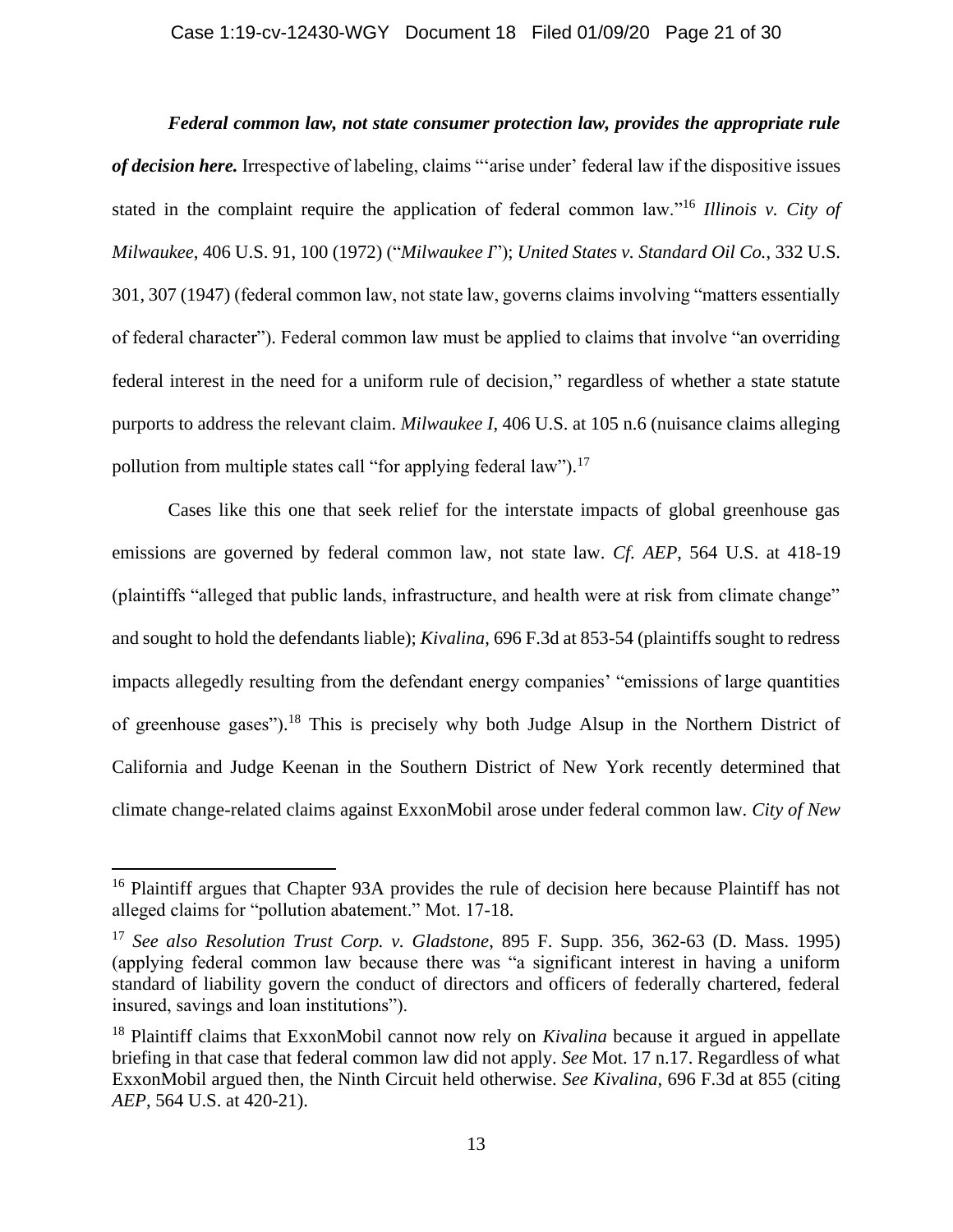***Federal common law, not state consumer protection law, provides the appropriate rule of decision here.*** Irrespective of labeling, claims "'arise under' federal law if the dispositive issues stated in the complaint require the application of federal common law."[16] *Illinois v. City of Milwaukee*, 406 U.S. 91, 100 (1972) ("*Milwaukee I*"); *United States v. Standard Oil Co.*, 332 U.S. 301, 307 (1947) (federal common law, not state law, governs claims involving "matters essentially of federal character"). Federal common law must be applied to claims that involve "an overriding federal interest in the need for a uniform rule of decision," regardless of whether a state statute purports to address the relevant claim. *Milwaukee I*, 406 U.S. at 105 n.6 (nuisance claims alleging pollution from multiple states call "for applying federal law").[17]

Cases like this one that seek relief for the interstate impacts of global greenhouse gas emissions are governed by federal common law, not state law. *Cf. AEP*, 564 U.S. at 418-19 (plaintiffs "alleged that public lands, infrastructure, and health were at risk from climate change" and sought to hold the defendants liable); *Kivalina*, 696 F.3d at 853-54 (plaintiffs sought to redress impacts allegedly resulting from the defendant energy companies' "emissions of large quantities of greenhouse gases").[18] This is precisely why both Judge Alsup in the Northern District of California and Judge Keenan in the Southern District of New York recently determined that climate change-related claims against ExxonMobil arose under federal common law. *City of New*

---

[16] Plaintiff argues that Chapter 93A provides the rule of decision here because Plaintiff has not alleged claims for "pollution abatement." Mot. 17-18.

[17] *See also Resolution Trust Corp. v. Gladstone*, 895 F. Supp. 356, 362-63 (D. Mass. 1995) (applying federal common law because there was "a significant interest in having a uniform standard of liability govern the conduct of directors and officers of federally chartered, federal insured, savings and loan institutions").

[18] Plaintiff claims that ExxonMobil cannot now rely on *Kivalina* because it argued in appellate briefing in that case that federal common law did not apply. *See* Mot. 17 n.17. Regardless of what ExxonMobil argued then, the Ninth Circuit held otherwise. *See Kivalina*, 696 F.3d at 855 (citing *AEP*, 564 U.S. at 420-21).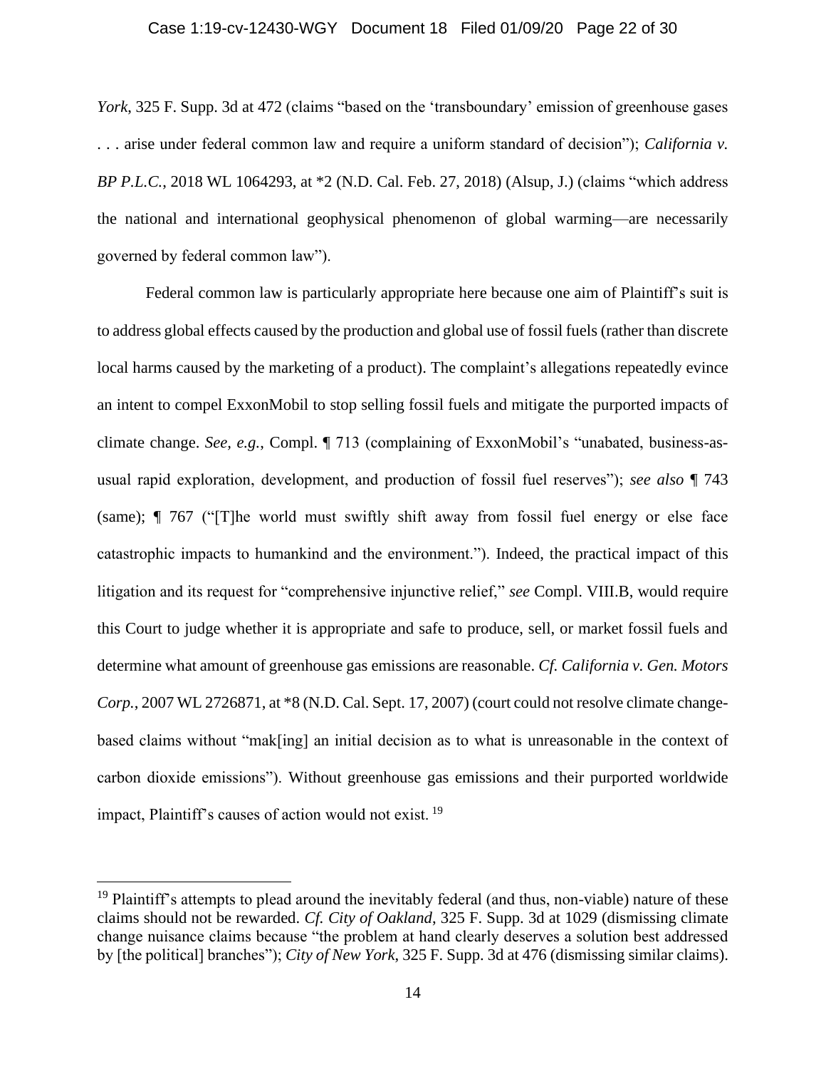*York*, 325 F. Supp. 3d at 472 (claims "based on the 'transboundary' emission of greenhouse gases . . . arise under federal common law and require a uniform standard of decision"); *California v. BP P.L.C.*, 2018 WL 1064293, at *2 (N.D. Cal. Feb. 27, 2018) (Alsup, J.) (claims "which address the national and international geophysical phenomenon of global warming—are necessarily governed by federal common law").

Federal common law is particularly appropriate here because one aim of Plaintiff's suit is to address global effects caused by the production and global use of fossil fuels (rather than discrete local harms caused by the marketing of a product). The complaint's allegations repeatedly evince an intent to compel ExxonMobil to stop selling fossil fuels and mitigate the purported impacts of climate change. *See, e.g.*, Compl. ¶ 713 (complaining of ExxonMobil's "unabated, business-as-usual rapid exploration, development, and production of fossil fuel reserves"); *see also* ¶ 743 (same); ¶ 767 ("[T]he world must swiftly shift away from fossil fuel energy or else face catastrophic impacts to humankind and the environment."). Indeed, the practical impact of this litigation and its request for "comprehensive injunctive relief," *see* Compl. VIII.B, would require this Court to judge whether it is appropriate and safe to produce, sell, or market fossil fuels and determine what amount of greenhouse gas emissions are reasonable. *Cf. California v. Gen. Motors Corp.*, 2007 WL 2726871, at *8 (N.D. Cal. Sept. 17, 2007) (court could not resolve climate change-based claims without "mak[ing] an initial decision as to what is unreasonable in the context of carbon dioxide emissions"). Without greenhouse gas emissions and their purported worldwide impact, Plaintiff's causes of action would not exist.[19]

[19] Plaintiff's attempts to plead around the inevitably federal (and thus, non-viable) nature of these claims should not be rewarded. *Cf. City of Oakland*, 325 F. Supp. 3d at 1029 (dismissing climate change nuisance claims because "the problem at hand clearly deserves a solution best addressed by [the political] branches"); *City of New York*, 325 F. Supp. 3d at 476 (dismissing similar claims).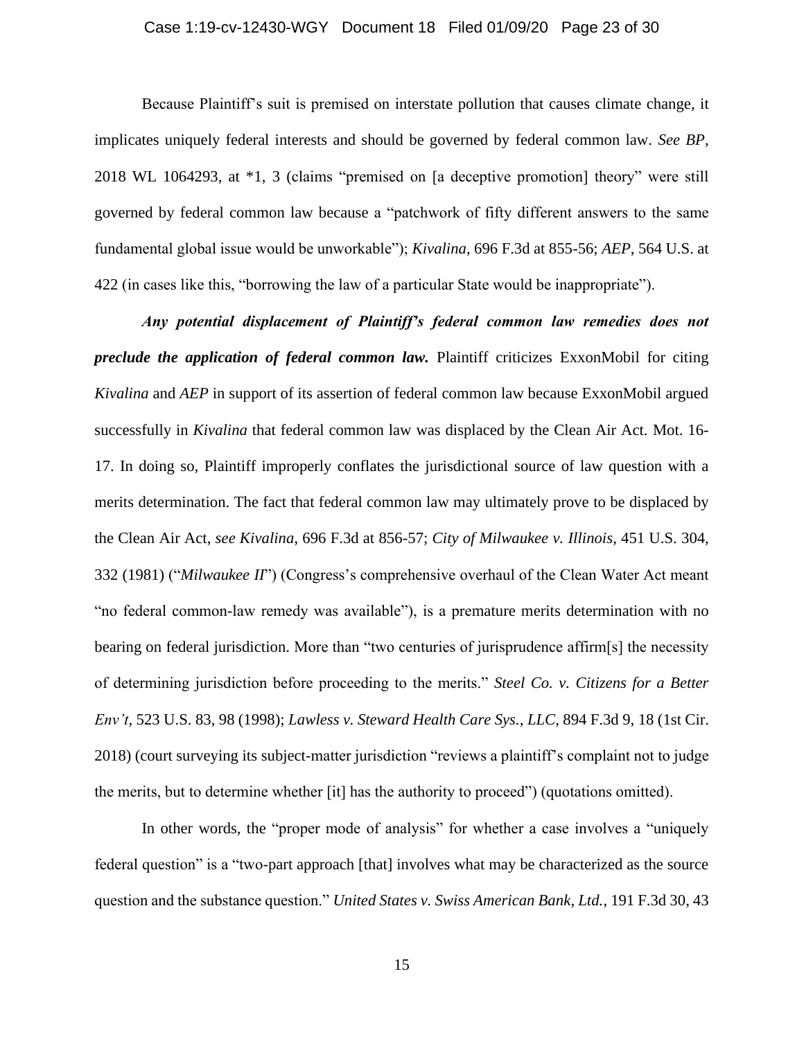Because Plaintiff's suit is premised on interstate pollution that causes climate change, it implicates uniquely federal interests and should be governed by federal common law. *See BP*, 2018 WL 1064293, at *1, 3 (claims "premised on [a deceptive promotion] theory" were still governed by federal common law because a "patchwork of fifty different answers to the same fundamental global issue would be unworkable"); *Kivalina*, 696 F.3d at 855-56; *AEP*, 564 U.S. at 422 (in cases like this, "borrowing the law of a particular State would be inappropriate").

***Any potential displacement of Plaintiff's federal common law remedies does not preclude the application of federal common law.*** Plaintiff criticizes ExxonMobil for citing *Kivalina* and *AEP* in support of its assertion of federal common law because ExxonMobil argued successfully in *Kivalina* that federal common law was displaced by the Clean Air Act. Mot. 16-17. In doing so, Plaintiff improperly conflates the jurisdictional source of law question with a merits determination. The fact that federal common law may ultimately prove to be displaced by the Clean Air Act, *see Kivalina*, 696 F.3d at 856-57; *City of Milwaukee v. Illinois*, 451 U.S. 304, 332 (1981) ("*Milwaukee II*") (Congress's comprehensive overhaul of the Clean Water Act meant "no federal common-law remedy was available"), is a premature merits determination with no bearing on federal jurisdiction. More than "two centuries of jurisprudence affirm[s] the necessity of determining jurisdiction before proceeding to the merits." *Steel Co. v. Citizens for a Better Env't*, 523 U.S. 83, 98 (1998); *Lawless v. Steward Health Care Sys., LLC*, 894 F.3d 9, 18 (1st Cir. 2018) (court surveying its subject-matter jurisdiction "reviews a plaintiff's complaint not to judge the merits, but to determine whether [it] has the authority to proceed") (quotations omitted).

In other words, the "proper mode of analysis" for whether a case involves a "uniquely federal question" is a "two-part approach [that] involves what may be characterized as the source question and the substance question." *United States v. Swiss American Bank, Ltd.*, 191 F.3d 30, 43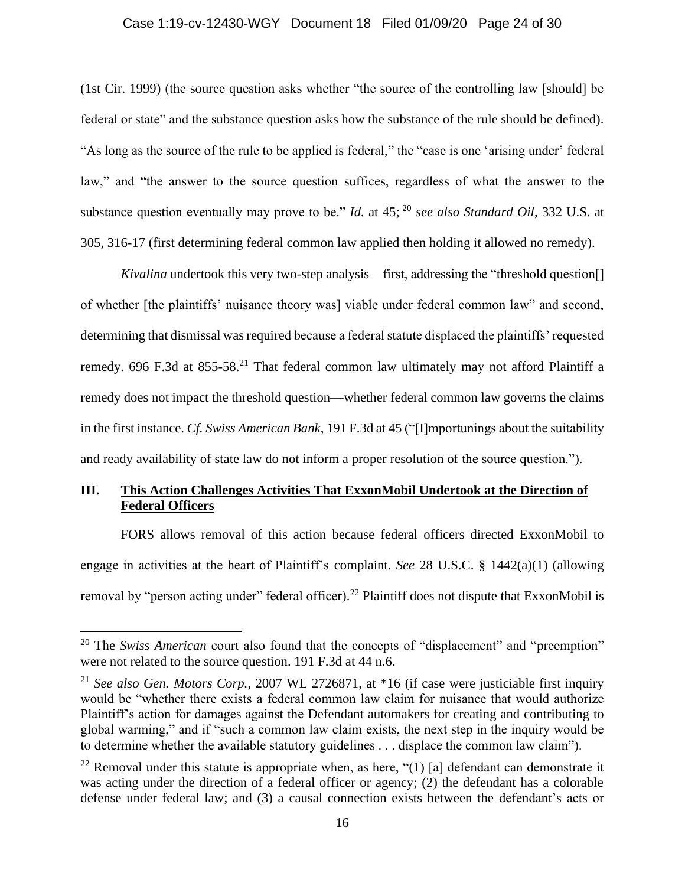(1st Cir. 1999) (the source question asks whether "the source of the controlling law [should] be federal or state" and the substance question asks how the substance of the rule should be defined). "As long as the source of the rule to be applied is federal," the "case is one 'arising under' federal law," and "the answer to the source question suffices, regardless of what the answer to the substance question eventually may prove to be." *Id.* at 45;[20] *see also Standard Oil*, 332 U.S. at 305, 316-17 (first determining federal common law applied then holding it allowed no remedy).

*Kivalina* undertook this very two-step analysis—first, addressing the "threshold question[] of whether [the plaintiffs' nuisance theory was] viable under federal common law" and second, determining that dismissal was required because a federal statute displaced the plaintiffs' requested remedy. 696 F.3d at 855-58.[21] That federal common law ultimately may not afford Plaintiff a remedy does not impact the threshold question—whether federal common law governs the claims in the first instance. *Cf. Swiss American Bank*, 191 F.3d at 45 ("[I]mportunings about the suitability and ready availability of state law do not inform a proper resolution of the source question.").

## III. <u>This Action Challenges Activities That ExxonMobil Undertook at the Direction of Federal Officers</u>

FORS allows removal of this action because federal officers directed ExxonMobil to engage in activities at the heart of Plaintiff's complaint. *See* 28 U.S.C. § 1442(a)(1) (allowing removal by "person acting under" federal officer).[22] Plaintiff does not dispute that ExxonMobil is

---

[20] The *Swiss American* court also found that the concepts of "displacement" and "preemption" were not related to the source question. 191 F.3d at 44 n.6.

[21] *See also Gen. Motors Corp.*, 2007 WL 2726871, at *16 (if case were justiciable first inquiry would be "whether there exists a federal common law claim for nuisance that would authorize Plaintiff's action for damages against the Defendant automakers for creating and contributing to global warming," and if "such a common law claim exists, the next step in the inquiry would be to determine whether the available statutory guidelines . . . displace the common law claim").

[22] Removal under this statute is appropriate when, as here, "(1) [a] defendant can demonstrate it was acting under the direction of a federal officer or agency; (2) the defendant has a colorable defense under federal law; and (3) a causal connection exists between the defendant's acts or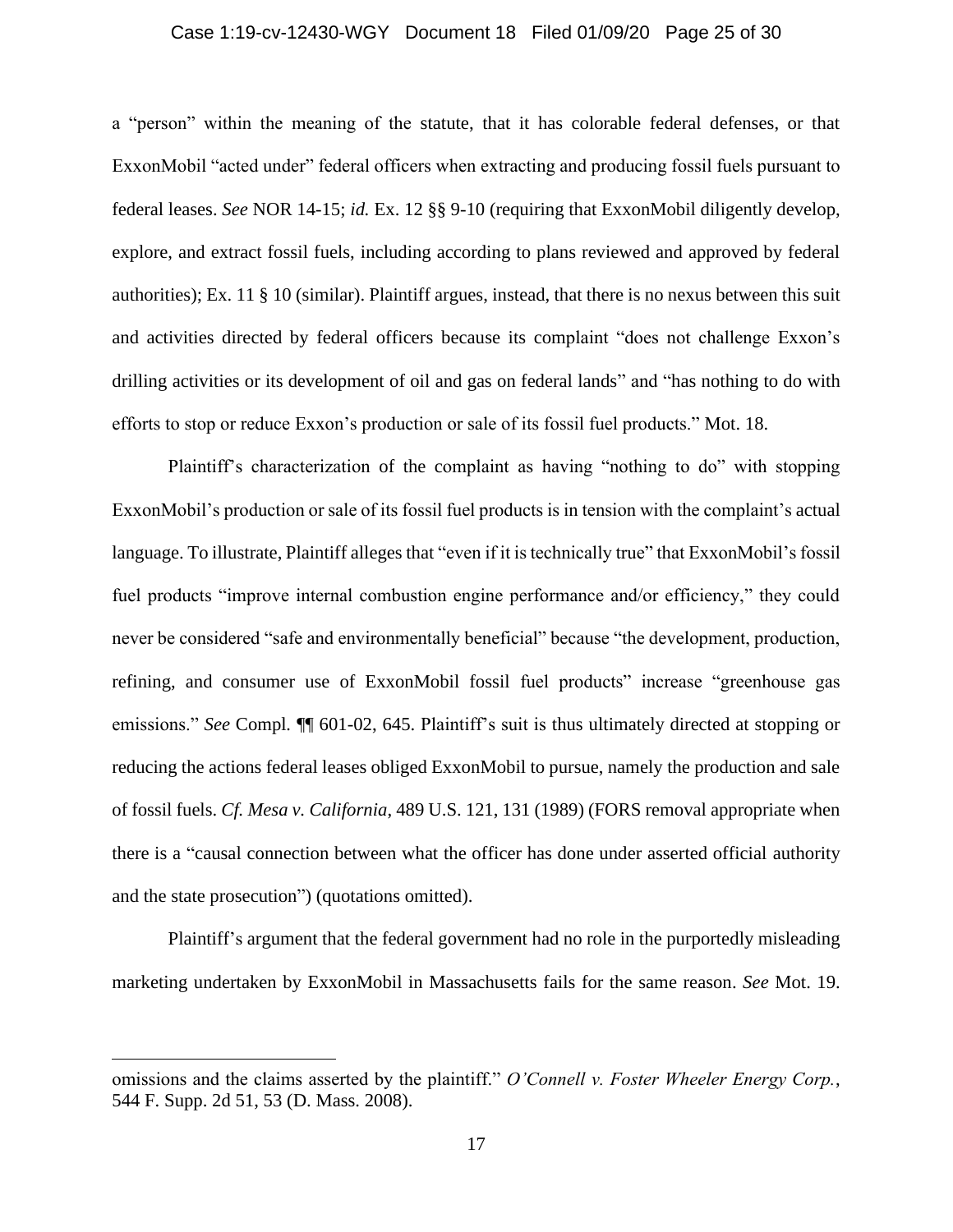a "person" within the meaning of the statute, that it has colorable federal defenses, or that ExxonMobil "acted under" federal officers when extracting and producing fossil fuels pursuant to federal leases. *See* NOR 14-15; *id.* Ex. 12 §§ 9-10 (requiring that ExxonMobil diligently develop, explore, and extract fossil fuels, including according to plans reviewed and approved by federal authorities); Ex. 11 § 10 (similar). Plaintiff argues, instead, that there is no nexus between this suit and activities directed by federal officers because its complaint "does not challenge Exxon's drilling activities or its development of oil and gas on federal lands" and "has nothing to do with efforts to stop or reduce Exxon's production or sale of its fossil fuel products." Mot. 18.

Plaintiff's characterization of the complaint as having "nothing to do" with stopping ExxonMobil's production or sale of its fossil fuel products is in tension with the complaint's actual language. To illustrate, Plaintiff alleges that "even if it is technically true" that ExxonMobil's fossil fuel products "improve internal combustion engine performance and/or efficiency," they could never be considered "safe and environmentally beneficial" because "the development, production, refining, and consumer use of ExxonMobil fossil fuel products" increase "greenhouse gas emissions." *See* Compl. ¶¶ 601-02, 645. Plaintiff's suit is thus ultimately directed at stopping or reducing the actions federal leases obliged ExxonMobil to pursue, namely the production and sale of fossil fuels. *Cf. Mesa v. California*, 489 U.S. 121, 131 (1989) (FORS removal appropriate when there is a "causal connection between what the officer has done under asserted official authority and the state prosecution") (quotations omitted).

Plaintiff's argument that the federal government had no role in the purportedly misleading marketing undertaken by ExxonMobil in Massachusetts fails for the same reason. *See* Mot. 19.

---

omissions and the claims asserted by the plaintiff." *O'Connell v. Foster Wheeler Energy Corp.*, 544 F. Supp. 2d 51, 53 (D. Mass. 2008).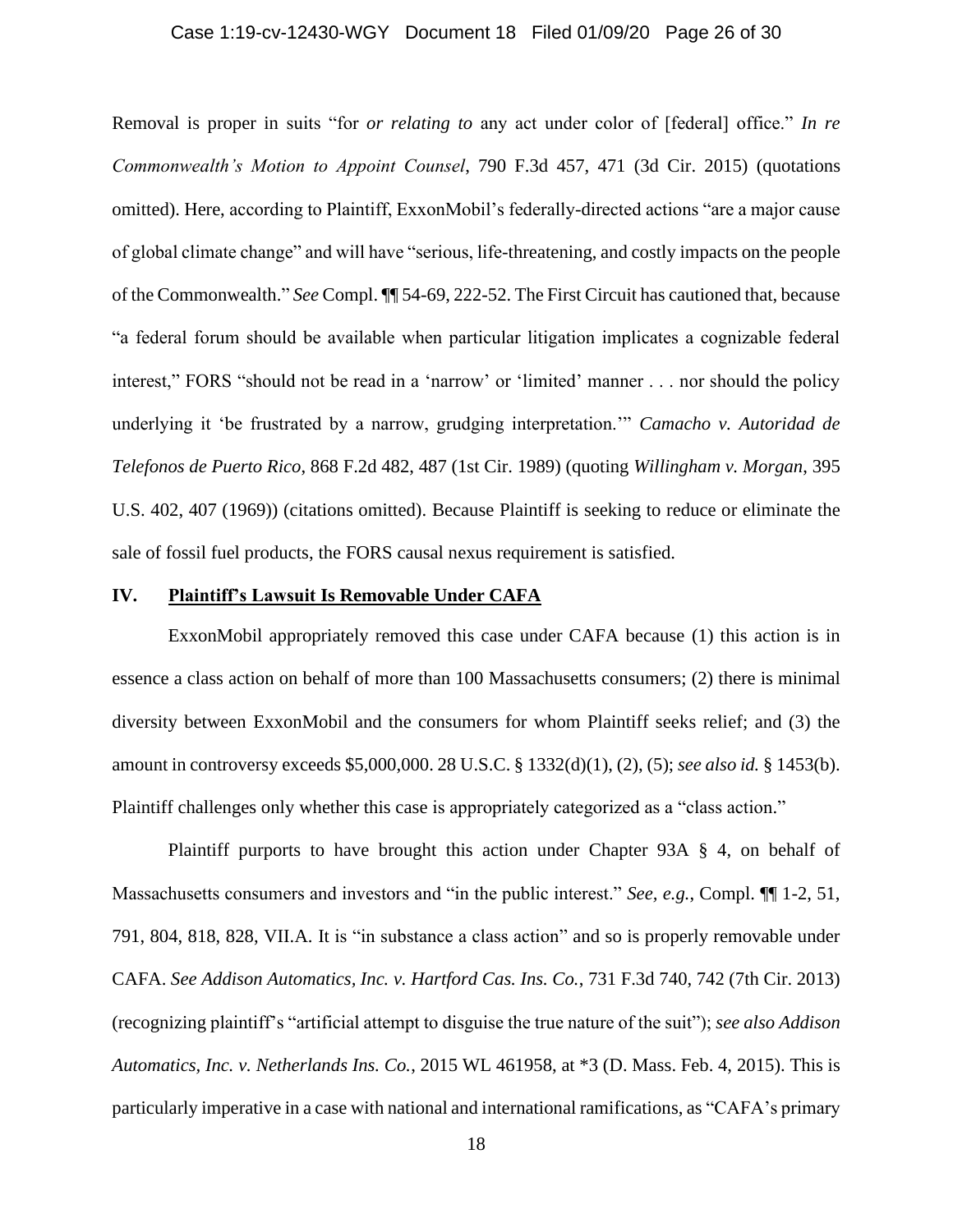Removal is proper in suits "for *or relating to* any act under color of [federal] office." *In re Commonwealth's Motion to Appoint Counsel*, 790 F.3d 457, 471 (3d Cir. 2015) (quotations omitted). Here, according to Plaintiff, ExxonMobil's federally-directed actions "are a major cause of global climate change" and will have "serious, life-threatening, and costly impacts on the people of the Commonwealth." *See* Compl. ¶¶ 54-69, 222-52. The First Circuit has cautioned that, because "a federal forum should be available when particular litigation implicates a cognizable federal interest," FORS "should not be read in a 'narrow' or 'limited' manner . . . nor should the policy underlying it 'be frustrated by a narrow, grudging interpretation.'" *Camacho v. Autoridad de Telefonos de Puerto Rico*, 868 F.2d 482, 487 (1st Cir. 1989) (quoting *Willingham v. Morgan*, 395 U.S. 402, 407 (1969)) (citations omitted). Because Plaintiff is seeking to reduce or eliminate the sale of fossil fuel products, the FORS causal nexus requirement is satisfied.

## IV. **Plaintiff's Lawsuit Is Removable Under CAFA**

ExxonMobil appropriately removed this case under CAFA because (1) this action is in essence a class action on behalf of more than 100 Massachusetts consumers; (2) there is minimal diversity between ExxonMobil and the consumers for whom Plaintiff seeks relief; and (3) the amount in controversy exceeds $5,000,000. 28 U.S.C. § 1332(d)(1), (2), (5); *see also id.* § 1453(b). Plaintiff challenges only whether this case is appropriately categorized as a "class action."

Plaintiff purports to have brought this action under Chapter 93A § 4, on behalf of Massachusetts consumers and investors and "in the public interest." *See, e.g.*, Compl. ¶¶ 1-2, 51, 791, 804, 818, 828, VII.A. It is "in substance a class action" and so is properly removable under CAFA. *See Addison Automatics, Inc. v. Hartford Cas. Ins. Co.*, 731 F.3d 740, 742 (7th Cir. 2013) (recognizing plaintiff's "artificial attempt to disguise the true nature of the suit"); *see also Addison Automatics, Inc. v. Netherlands Ins. Co.*, 2015 WL 461958, at *3 (D. Mass. Feb. 4, 2015). This is particularly imperative in a case with national and international ramifications, as "CAFA's primary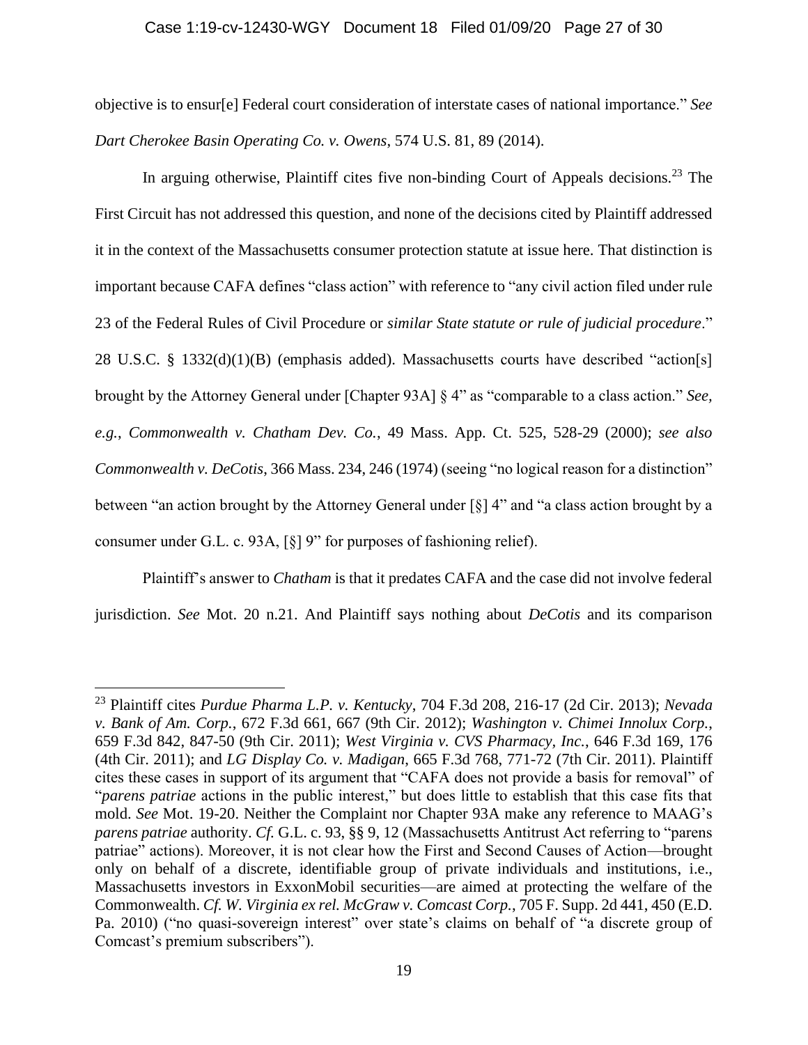objective is to ensur[e] Federal court consideration of interstate cases of national importance." *See Dart Cherokee Basin Operating Co. v. Owens*, 574 U.S. 81, 89 (2014).

In arguing otherwise, Plaintiff cites five non-binding Court of Appeals decisions.[23] The First Circuit has not addressed this question, and none of the decisions cited by Plaintiff addressed it in the context of the Massachusetts consumer protection statute at issue here. That distinction is important because CAFA defines "class action" with reference to "any civil action filed under rule 23 of the Federal Rules of Civil Procedure or *similar State statute or rule of judicial procedure*." 28 U.S.C. § 1332(d)(1)(B) (emphasis added). Massachusetts courts have described "action[s] brought by the Attorney General under [Chapter 93A] § 4" as "comparable to a class action." *See, e.g.*, *Commonwealth v. Chatham Dev. Co.*, 49 Mass. App. Ct. 525, 528-29 (2000); *see also Commonwealth v. DeCotis*, 366 Mass. 234, 246 (1974) (seeing "no logical reason for a distinction" between "an action brought by the Attorney General under [§] 4" and "a class action brought by a consumer under G.L. c. 93A, [§] 9" for purposes of fashioning relief).

Plaintiff's answer to *Chatham* is that it predates CAFA and the case did not involve federal jurisdiction. *See* Mot. 20 n.21. And Plaintiff says nothing about *DeCotis* and its comparison

[23] Plaintiff cites *Purdue Pharma L.P. v. Kentucky*, 704 F.3d 208, 216-17 (2d Cir. 2013); *Nevada v. Bank of Am. Corp.*, 672 F.3d 661, 667 (9th Cir. 2012); *Washington v. Chimei Innolux Corp.*, 659 F.3d 842, 847-50 (9th Cir. 2011); *West Virginia v. CVS Pharmacy, Inc.*, 646 F.3d 169, 176 (4th Cir. 2011); and *LG Display Co. v. Madigan*, 665 F.3d 768, 771-72 (7th Cir. 2011). Plaintiff cites these cases in support of its argument that "CAFA does not provide a basis for removal" of "*parens patriae* actions in the public interest," but does little to establish that this case fits that mold. *See* Mot. 19-20. Neither the Complaint nor Chapter 93A make any reference to MAAG's *parens patriae* authority. *Cf.* G.L. c. 93, §§ 9, 12 (Massachusetts Antitrust Act referring to "parens patriae" actions). Moreover, it is not clear how the First and Second Causes of Action—brought only on behalf of a discrete, identifiable group of private individuals and institutions, i.e., Massachusetts investors in ExxonMobil securities—are aimed at protecting the welfare of the Commonwealth. *Cf. W. Virginia ex rel. McGraw v. Comcast Corp.*, 705 F. Supp. 2d 441, 450 (E.D. Pa. 2010) ("no quasi-sovereign interest" over state's claims on behalf of "a discrete group of Comcast's premium subscribers").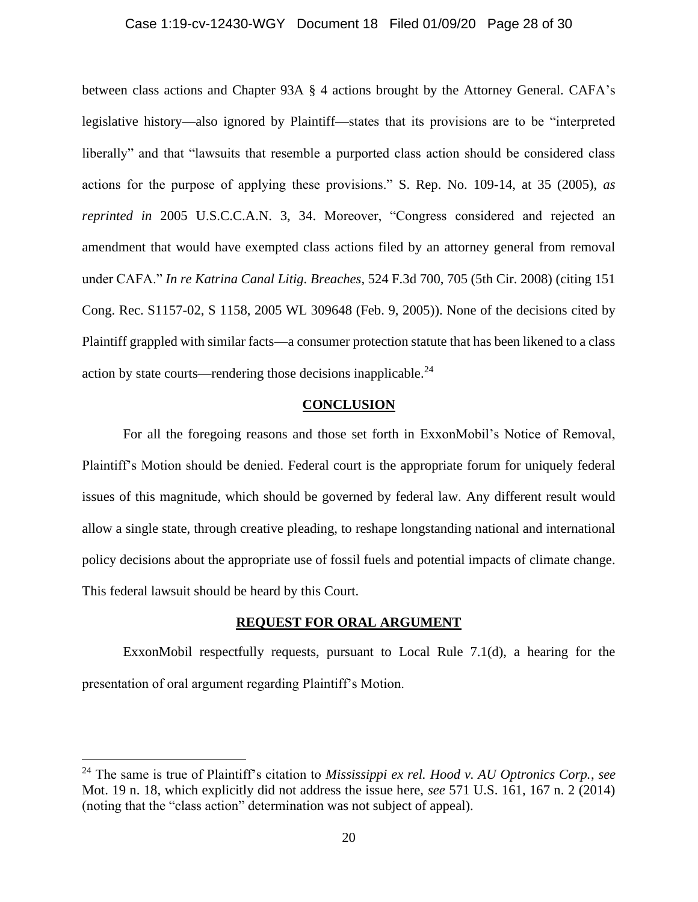between class actions and Chapter 93A § 4 actions brought by the Attorney General. CAFA's legislative history—also ignored by Plaintiff—states that its provisions are to be "interpreted liberally" and that "lawsuits that resemble a purported class action should be considered class actions for the purpose of applying these provisions." S. Rep. No. 109-14, at 35 (2005), *as reprinted in* 2005 U.S.C.C.A.N. 3, 34. Moreover, "Congress considered and rejected an amendment that would have exempted class actions filed by an attorney general from removal under CAFA." *In re Katrina Canal Litig. Breaches*, 524 F.3d 700, 705 (5th Cir. 2008) (citing 151 Cong. Rec. S1157-02, S 1158, 2005 WL 309648 (Feb. 9, 2005)). None of the decisions cited by Plaintiff grappled with similar facts—a consumer protection statute that has been likened to a class action by state courts—rendering those decisions inapplicable.[24]

## CONCLUSION

For all the foregoing reasons and those set forth in ExxonMobil's Notice of Removal, Plaintiff's Motion should be denied. Federal court is the appropriate forum for uniquely federal issues of this magnitude, which should be governed by federal law. Any different result would allow a single state, through creative pleading, to reshape longstanding national and international policy decisions about the appropriate use of fossil fuels and potential impacts of climate change. This federal lawsuit should be heard by this Court.

## REQUEST FOR ORAL ARGUMENT

ExxonMobil respectfully requests, pursuant to Local Rule 7.1(d), a hearing for the presentation of oral argument regarding Plaintiff's Motion.

---

[24] The same is true of Plaintiff's citation to *Mississippi ex rel. Hood v. AU Optronics Corp.*, *see* Mot. 19 n. 18, which explicitly did not address the issue here, *see* 571 U.S. 161, 167 n. 2 (2014) (noting that the "class action" determination was not subject of appeal).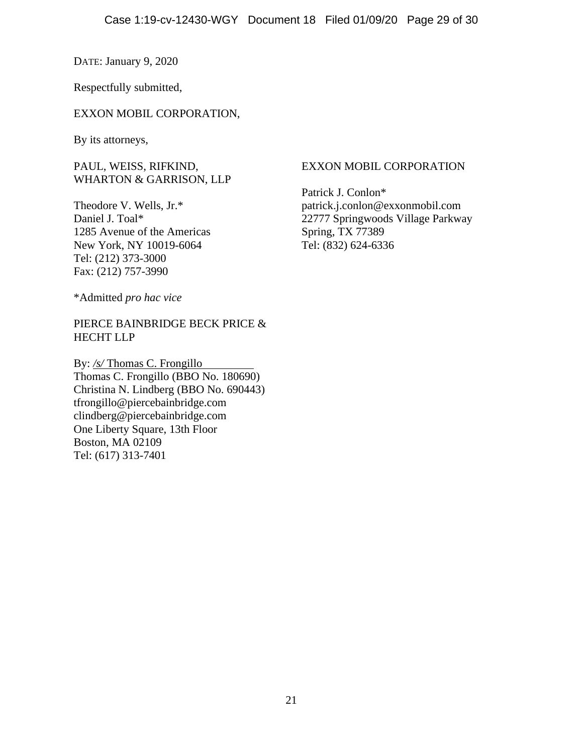DATE: January 9, 2020

Respectfully submitted,

EXXON MOBIL CORPORATION,

By its attorneys,

PAUL, WEISS, RIFKIND,
WHARTON & GARRISON, LLP

Theodore V. Wells, Jr.*
Daniel J. Toal*
1285 Avenue of the Americas
New York, NY 10019-6064
Tel: (212) 373-3000
Fax: (212) 757-3990

*Admitted *pro hac vice*

PIERCE BAINBRIDGE BECK PRICE &
HECHT LLP

By: */s/* Thomas C. Frongillo
Thomas C. Frongillo (BBO No. 180690)
Christina N. Lindberg (BBO No. 690443)
tfrongillo@piercebainbridge.com
clindberg@piercebainbridge.com
One Liberty Square, 13th Floor
Boston, MA 02109
Tel: (617) 313-7401

EXXON MOBIL CORPORATION

Patrick J. Conlon*
patrick.j.conlon@exxonmobil.com
22777 Springwoods Village Parkway
Spring, TX 77389
Tel: (832) 624-6336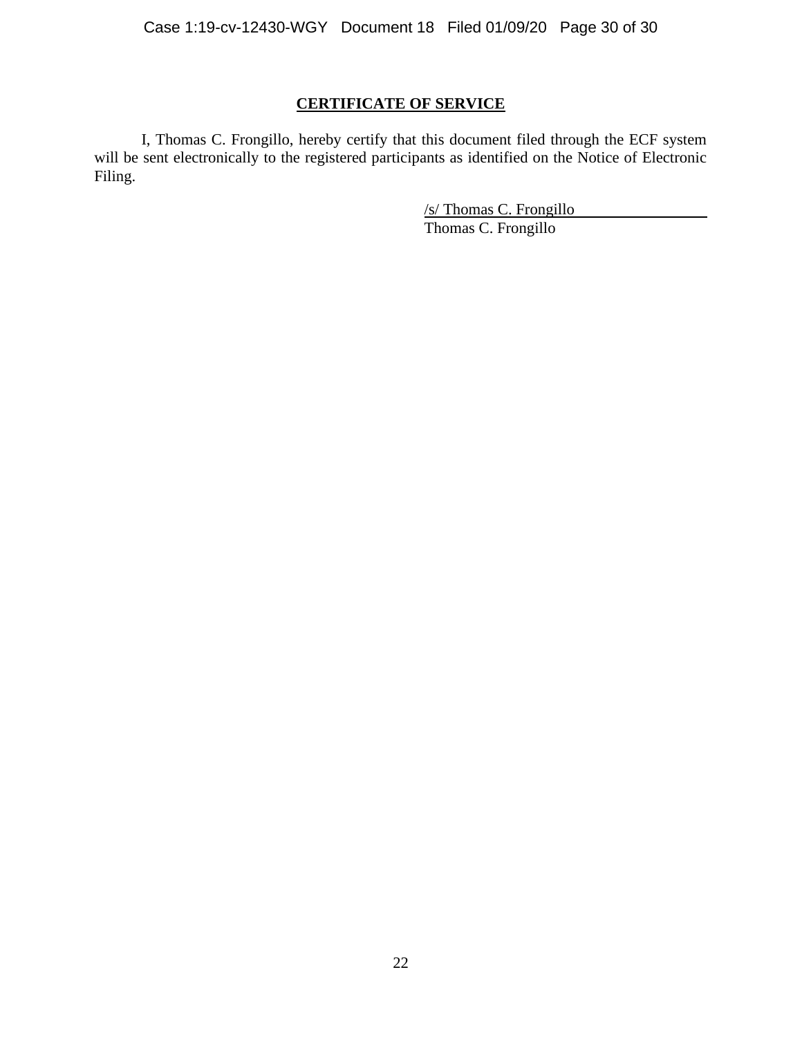**CERTIFICATE OF SERVICE**

I, Thomas C. Frongillo, hereby certify that this document filed through the ECF system will be sent electronically to the registered participants as identified on the Notice of Electronic Filing.

/s/ Thomas C. Frongillo
Thomas C. Frongillo